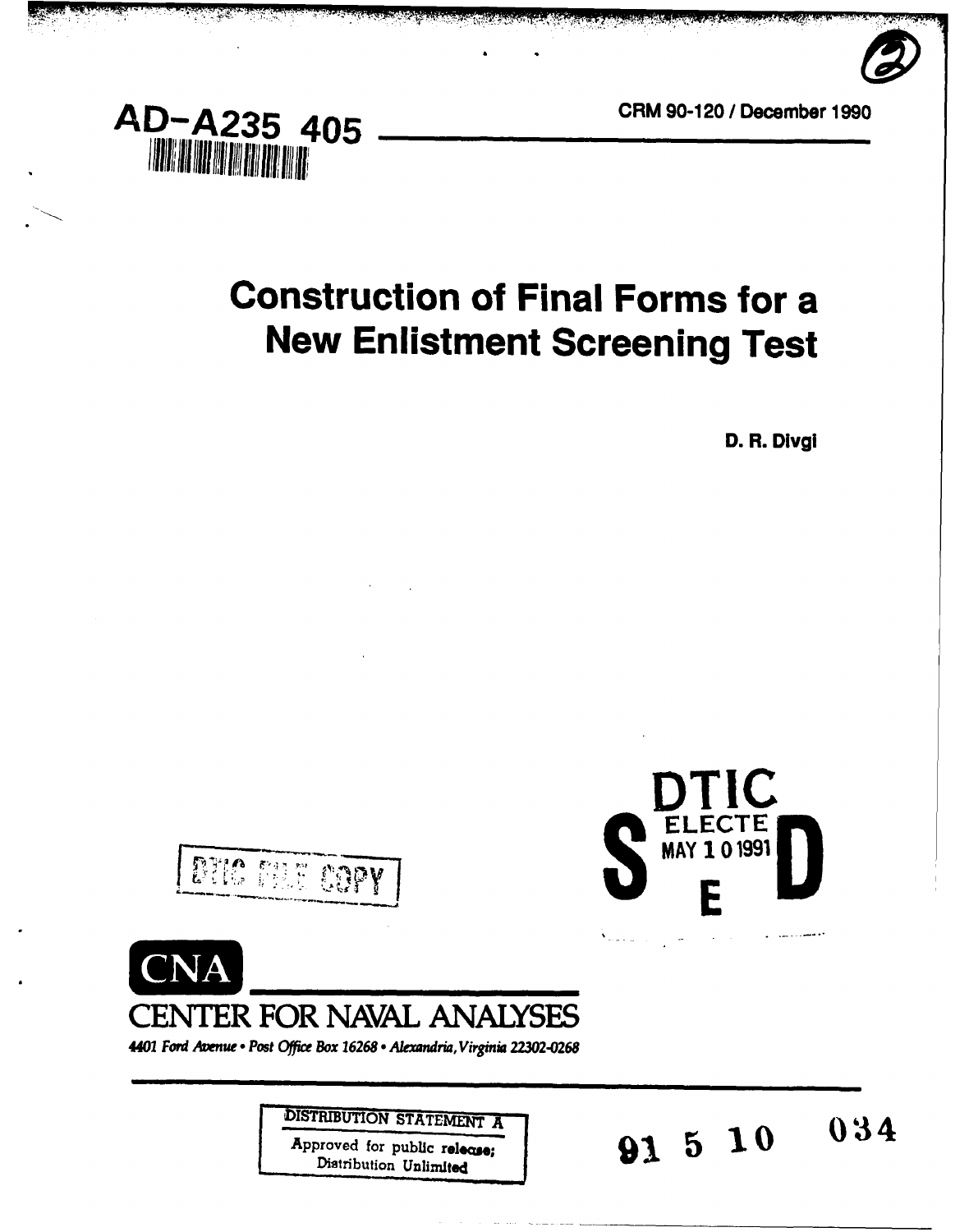AD-A235 405

CRM 90-120 / December 1990

# Construction of Final Forms for a New Enlistment Screening Test

D. R. Divgi

DTIC FILE COPY

DTIC ELECTE MAY 10 1991 S E D

CNA

CENTER FOR NAVAL ANALYSES

*4401 Ford Avenue • Post Office Box 16268 • Alexandria, Virginia 22302-0268*

DISTRIBUTION STATEMENT A

Approved for public release; Distribution Unlimited

91 5 10 034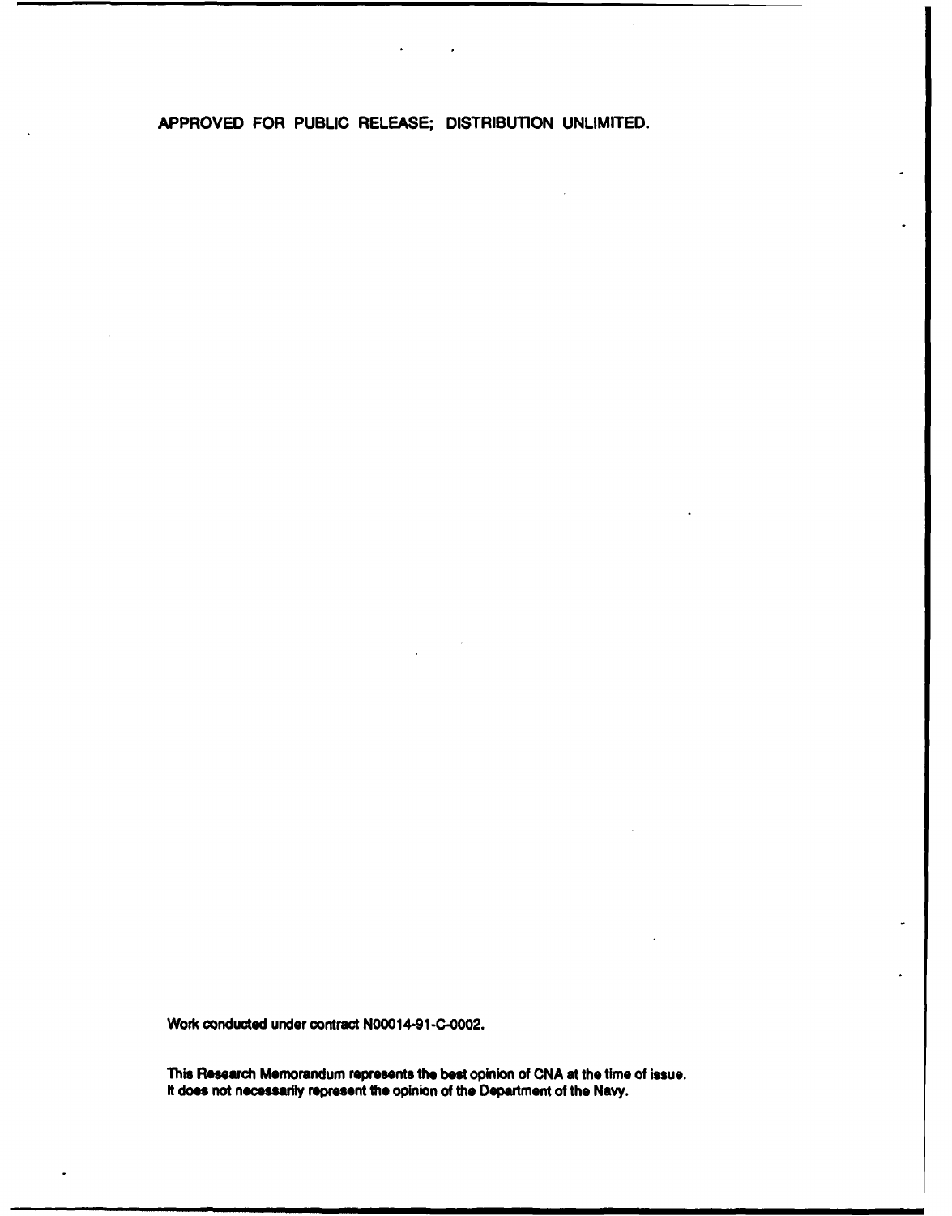**APPROVED FOR PUBLIC RELEASE; DISTRIBUTION UNLIMITED.**

Work conducted under contract N00014-91-C-0002.

This Research Memorandum represents the best opinion of CNA at the time of issue. It does not necessarily represent the opinion of the Department of the Navy.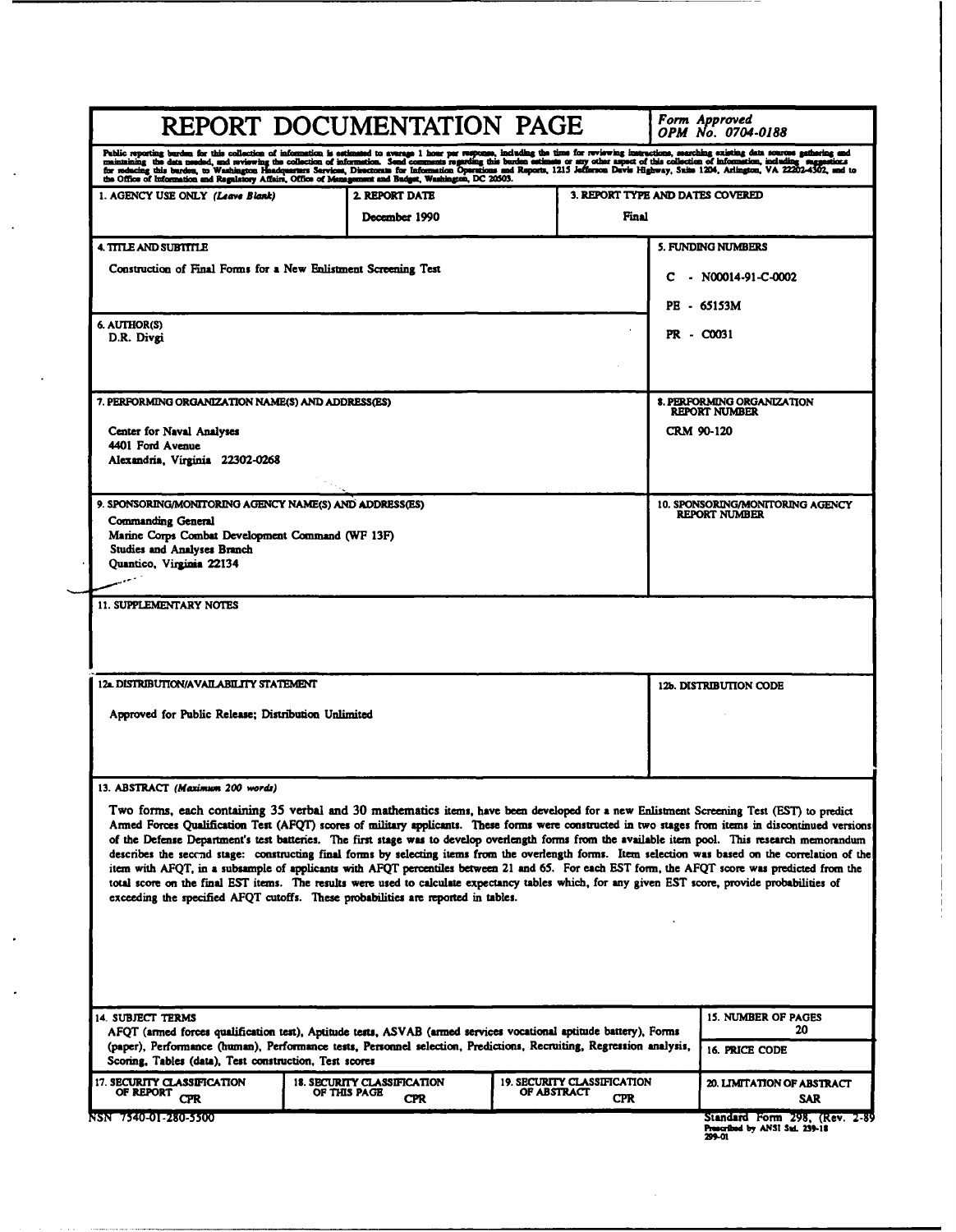# REPORT DOCUMENTATION PAGE

*Form Approved*
*OPM No. 0704-0188*

Public reporting burden for this collection of information is estimated to average 1 hour per response, including the time for reviewing instructions, searching existing data sources gathering and maintaining the data needed, and reviewing the collection of information. Send comments regarding this burden estimate or any other aspect of this collection of information, including suggestions for reducing this burden, to Washington Headquarters Services, Directorate for Information Operations and Reports, 1215 Jefferson Davis Highway, Suite 1204, Arlington, VA 22202-4302, and to the Office of Information and Regulatory Affairs, Office of Management and Budget, Washington, DC 20503.

| 1. AGENCY USE ONLY *(Leave Blank)* | 2. REPORT DATE | 3. REPORT TYPE AND DATES COVERED |
|---|---|---|
| | December 1990 | Final |

**4. TITLE AND SUBTITLE**
Construction of Final Forms for a New Enlistment Screening Test

**5. FUNDING NUMBERS**
C - N00014-91-C-0002
PE - 65153M
PR - C0031

**6. AUTHOR(S)**
D.R. Divgi

**7. PERFORMING ORGANIZATION NAME(S) AND ADDRESS(ES)**
Center for Naval Analyses
4401 Ford Avenue
Alexandria, Virginia 22302-0268

**8. PERFORMING ORGANIZATION REPORT NUMBER**
CRM 90-120

**9. SPONSORING/MONITORING AGENCY NAME(S) AND ADDRESS(ES)**
Commanding General
Marine Corps Combat Development Command (WF 13F)
Studies and Analyses Branch
Quantico, Virginia 22134

**10. SPONSORING/MONITORING AGENCY REPORT NUMBER**

**11. SUPPLEMENTARY NOTES**

**12a. DISTRIBUTION/AVAILABILITY STATEMENT**
Approved for Public Release; Distribution Unlimited

**12b. DISTRIBUTION CODE**

**13. ABSTRACT** *(Maximum 200 words)*

Two forms, each containing 35 verbal and 30 mathematics items, have been developed for a new Enlistment Screening Test (EST) to predict Armed Forces Qualification Test (AFQT) scores of military applicants. These forms were constructed in two stages from items in discontinued versions of the Defense Department's test batteries. The first stage was to develop overlength forms from the available item pool. This research memorandum describes the second stage: constructing final forms by selecting items from the overlength forms. Item selection was based on the correlation of the item with AFQT, in a subsample of applicants with AFQT percentiles between 21 and 65. For each EST form, the AFQT score was predicted from the total score on the final EST items. The results were used to calculate expectancy tables which, for any given EST score, provide probabilities of exceeding the specified AFQT cutoffs. These probabilities are reported in tables.

**14. SUBJECT TERMS**
AFQT (armed forces qualification test), Aptitude tests, ASVAB (armed services vocational aptitude battery), Forms (paper), Performance (human), Performance tests, Personnel selection, Predictions, Recruiting, Regression analysis, Scoring, Tables (data), Test construction, Test scores

**15. NUMBER OF PAGES**
20

**16. PRICE CODE**

| 17. SECURITY CLASSIFICATION OF REPORT | 18. SECURITY CLASSIFICATION OF THIS PAGE | 19. SECURITY CLASSIFICATION OF ABSTRACT | 20. LIMITATION OF ABSTRACT |
|---|---|---|---|
| CPR | CPR | CPR | SAR |

NSN 7540-01-280-5500

Standard Form 298, (Rev. 2-89
Prescribed by ANSI Std. 239-18
299-01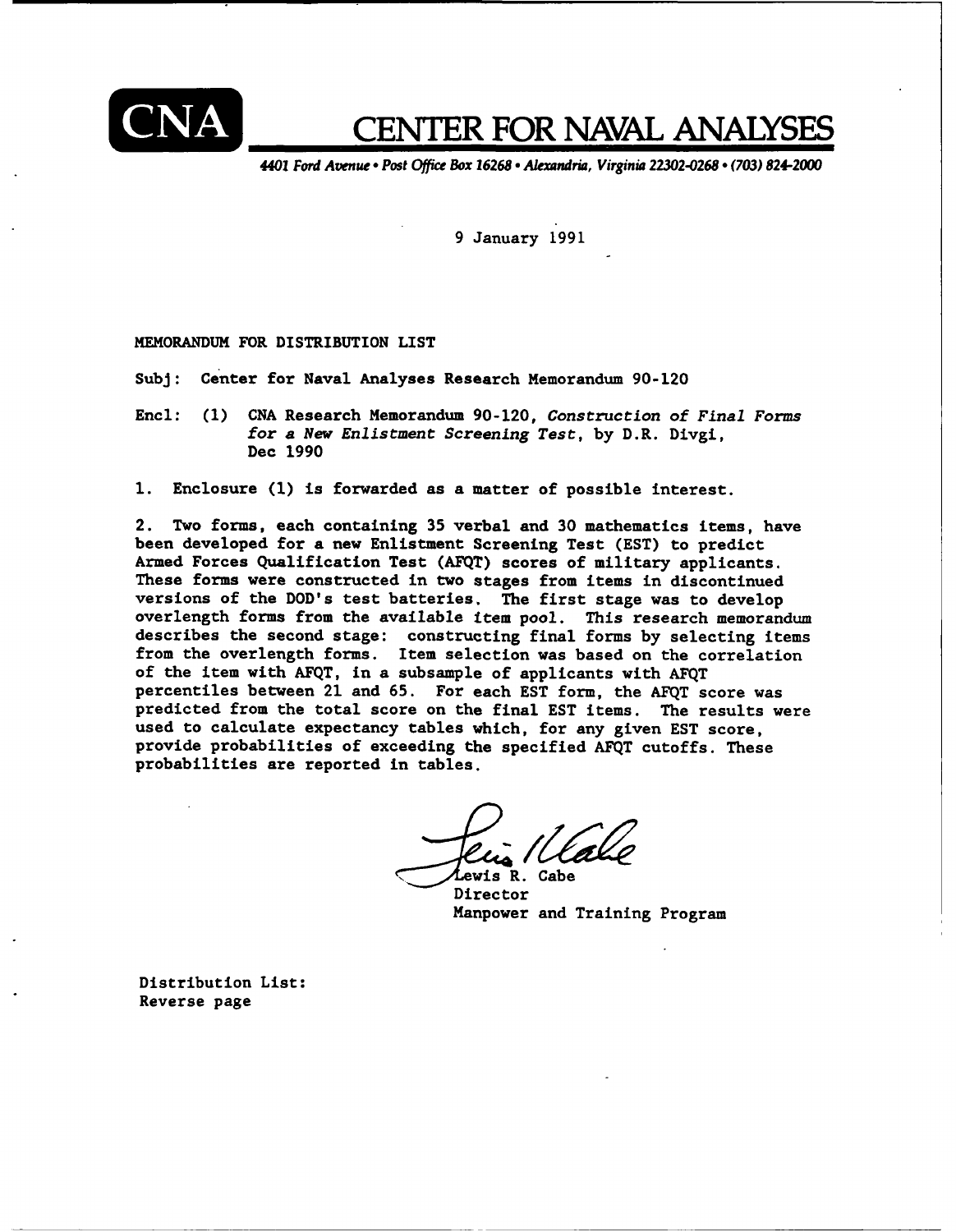# CNA CENTER FOR NAVAL ANALYSES

*4401 Ford Avenue • Post Office Box 16268 • Alexandria, Virginia 22302-0268 • (703) 824-2000*

9 January 1991

MEMORANDUM FOR DISTRIBUTION LIST

Subj: Center for Naval Analyses Research Memorandum 90-120

Encl: (1) CNA Research Memorandum 90-120, *Construction of Final Forms for a New Enlistment Screening Test*, by D.R. Divgi, Dec 1990

1. Enclosure (1) is forwarded as a matter of possible interest.

2. Two forms, each containing 35 verbal and 30 mathematics items, have been developed for a new Enlistment Screening Test (EST) to predict Armed Forces Qualification Test (AFQT) scores of military applicants. These forms were constructed in two stages from items in discontinued versions of the DOD's test batteries. The first stage was to develop overlength forms from the available item pool. This research memorandum describes the second stage: constructing final forms by selecting items from the overlength forms. Item selection was based on the correlation of the item with AFQT, in a subsample of applicants with AFQT percentiles between 21 and 65. For each EST form, the AFQT score was predicted from the total score on the final EST items. The results were used to calculate expectancy tables which, for any given EST score, provide probabilities of exceeding the specified AFQT cutoffs. These probabilities are reported in tables.

Lewis R. Cabe
Director
Manpower and Training Program

Distribution List:
Reverse page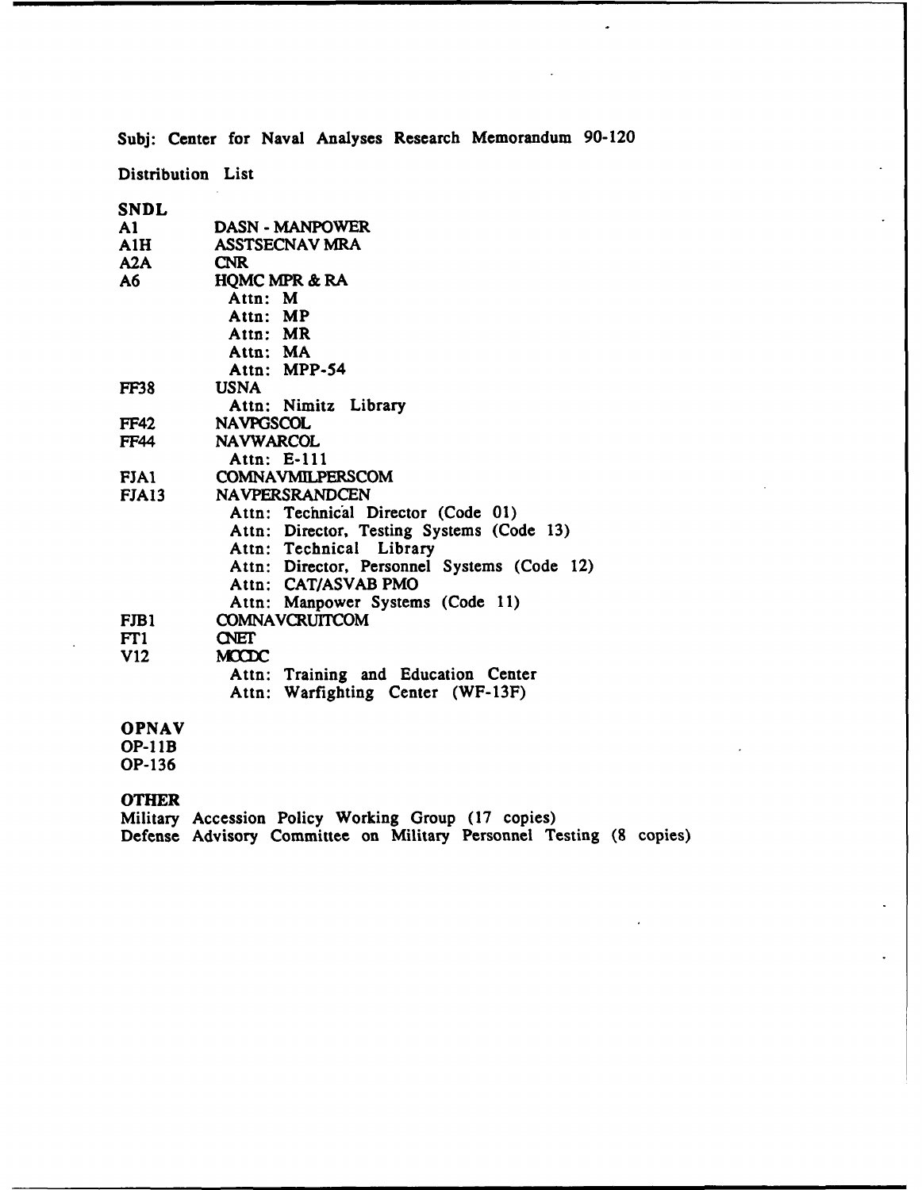Subj: Center for Naval Analyses Research Memorandum 90-120

Distribution List

**SNDL**

A1 DASN - MANPOWER
A1H ASSTSECNAV MRA
A2A CNR
A6 HQMC MPR & RA
  Attn: M
  Attn: MP
  Attn: MR
  Attn: MA
  Attn: MPP-54
FF38 USNA
  Attn: Nimitz Library
FF42 NAVPGSCOL
FF44 NAVWARCOL
  Attn: E-111
FJA1 COMNAVMILPERSCOM
FJA13 NAVPERSRANDCEN
  Attn: Technical Director (Code 01)
  Attn: Director, Testing Systems (Code 13)
  Attn: Technical Library
  Attn: Director, Personnel Systems (Code 12)
  Attn: CAT/ASVAB PMO
  Attn: Manpower Systems (Code 11)
FJB1 COMNAVCRUITCOM
FT1 CNET
V12 MCCDC
  Attn: Training and Education Center
  Attn: Warfighting Center (WF-13F)

**OPNAV**

OP-11B
OP-136

**OTHER**

Military Accession Policy Working Group (17 copies)
Defense Advisory Committee on Military Personnel Testing (8 copies)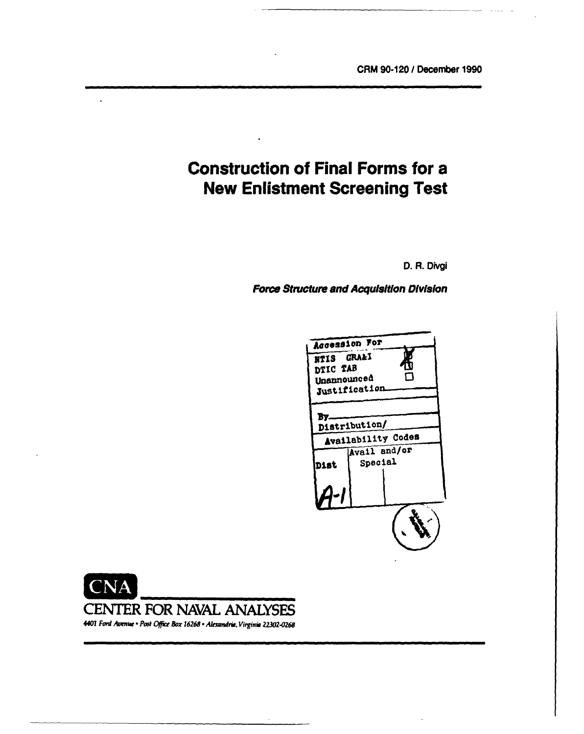CRM 90-120 / December 1990

# Construction of Final Forms for a New Enlistment Screening Test

D. R. Divgi

***Force Structure and Acquisition Division***

| Accession For | |
|---|---|
| NTIS GRA&I | X |
| DTIC TAB | ☐ |
| Unannounced | ☐ |
| Justification | |
| By | |
| Distribution/ | |
| Availability Codes | |
| Dist | Avail and/or Special |
| A-1 | |

CNA

CENTER FOR NAVAL ANALYSES

*4401 Ford Avenue • Post Office Box 16268 • Alexandria, Virginia 22302-0268*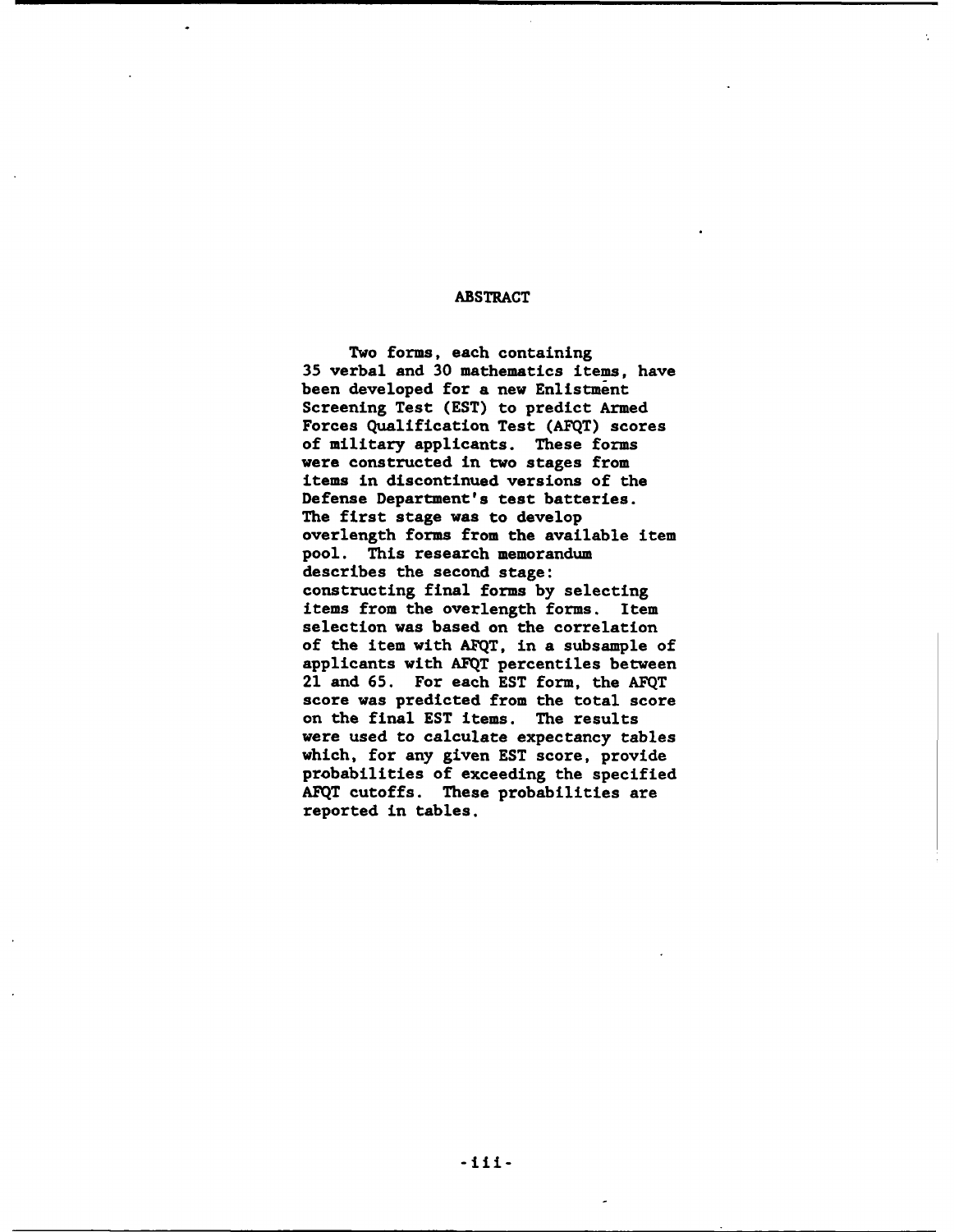# ABSTRACT

Two forms, each containing 35 verbal and 30 mathematics items, have been developed for a new Enlistment Screening Test (EST) to predict Armed Forces Qualification Test (AFQT) scores of military applicants. These forms were constructed in two stages from items in discontinued versions of the Defense Department's test batteries. The first stage was to develop overlength forms from the available item pool. This research memorandum describes the second stage: constructing final forms by selecting items from the overlength forms. Item selection was based on the correlation of the item with AFQT, in a subsample of applicants with AFQT percentiles between 21 and 65. For each EST form, the AFQT score was predicted from the total score on the final EST items. The results were used to calculate expectancy tables which, for any given EST score, provide probabilities of exceeding the specified AFQT cutoffs. These probabilities are reported in tables.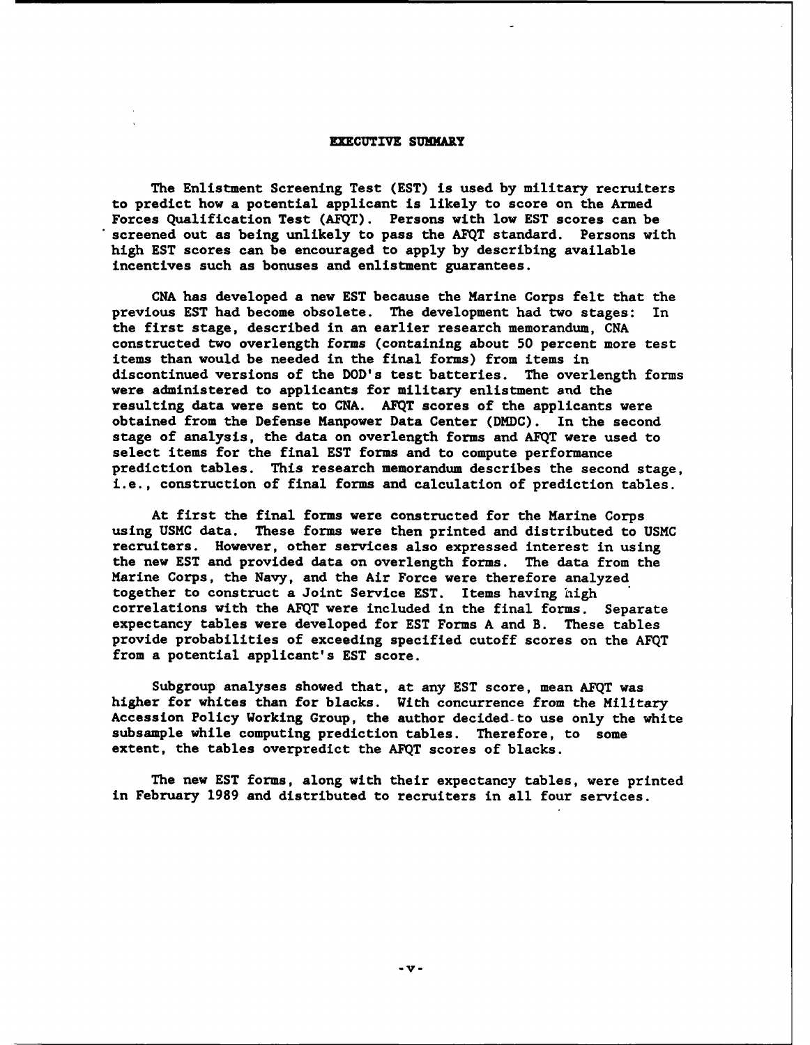# EXECUTIVE SUMMARY

The Enlistment Screening Test (EST) is used by military recruiters to predict how a potential applicant is likely to score on the Armed Forces Qualification Test (AFQT). Persons with low EST scores can be screened out as being unlikely to pass the AFQT standard. Persons with high EST scores can be encouraged to apply by describing available incentives such as bonuses and enlistment guarantees.

CNA has developed a new EST because the Marine Corps felt that the previous EST had become obsolete. The development had two stages: In the first stage, described in an earlier research memorandum, CNA constructed two overlength forms (containing about 50 percent more test items than would be needed in the final forms) from items in discontinued versions of the DOD's test batteries. The overlength forms were administered to applicants for military enlistment and the resulting data were sent to CNA. AFQT scores of the applicants were obtained from the Defense Manpower Data Center (DMDC). In the second stage of analysis, the data on overlength forms and AFQT were used to select items for the final EST forms and to compute performance prediction tables. This research memorandum describes the second stage, i.e., construction of final forms and calculation of prediction tables.

At first the final forms were constructed for the Marine Corps using USMC data. These forms were then printed and distributed to USMC recruiters. However, other services also expressed interest in using the new EST and provided data on overlength forms. The data from the Marine Corps, the Navy, and the Air Force were therefore analyzed together to construct a Joint Service EST. Items having high correlations with the AFQT were included in the final forms. Separate expectancy tables were developed for EST Forms A and B. These tables provide probabilities of exceeding specified cutoff scores on the AFQT from a potential applicant's EST score.

Subgroup analyses showed that, at any EST score, mean AFQT was higher for whites than for blacks. With concurrence from the Military Accession Policy Working Group, the author decided to use only the white subsample while computing prediction tables. Therefore, to some extent, the tables overpredict the AFQT scores of blacks.

The new EST forms, along with their expectancy tables, were printed in February 1989 and distributed to recruiters in all four services.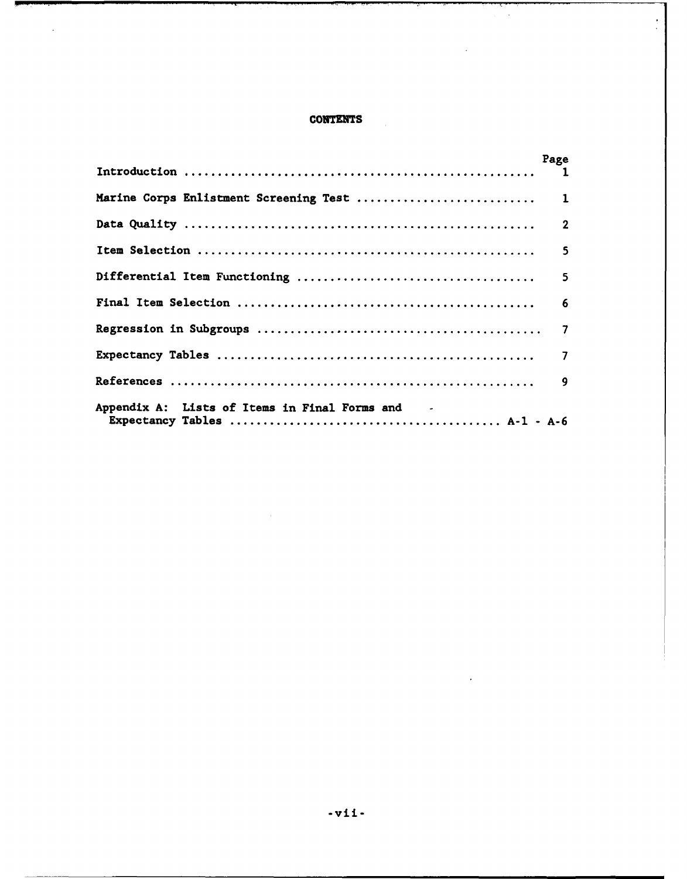# CONTENTS

| | Page |
|---|---|
| Introduction | 1 |
| Marine Corps Enlistment Screening Test | 1 |
| Data Quality | 2 |
| Item Selection | 5 |
| Differential Item Functioning | 5 |
| Final Item Selection | 6 |
| Regression in Subgroups | 7 |
| Expectancy Tables | 7 |
| References | 9 |
| Appendix A: Lists of Items in Final Forms and Expectancy Tables | A-1 - A-6 |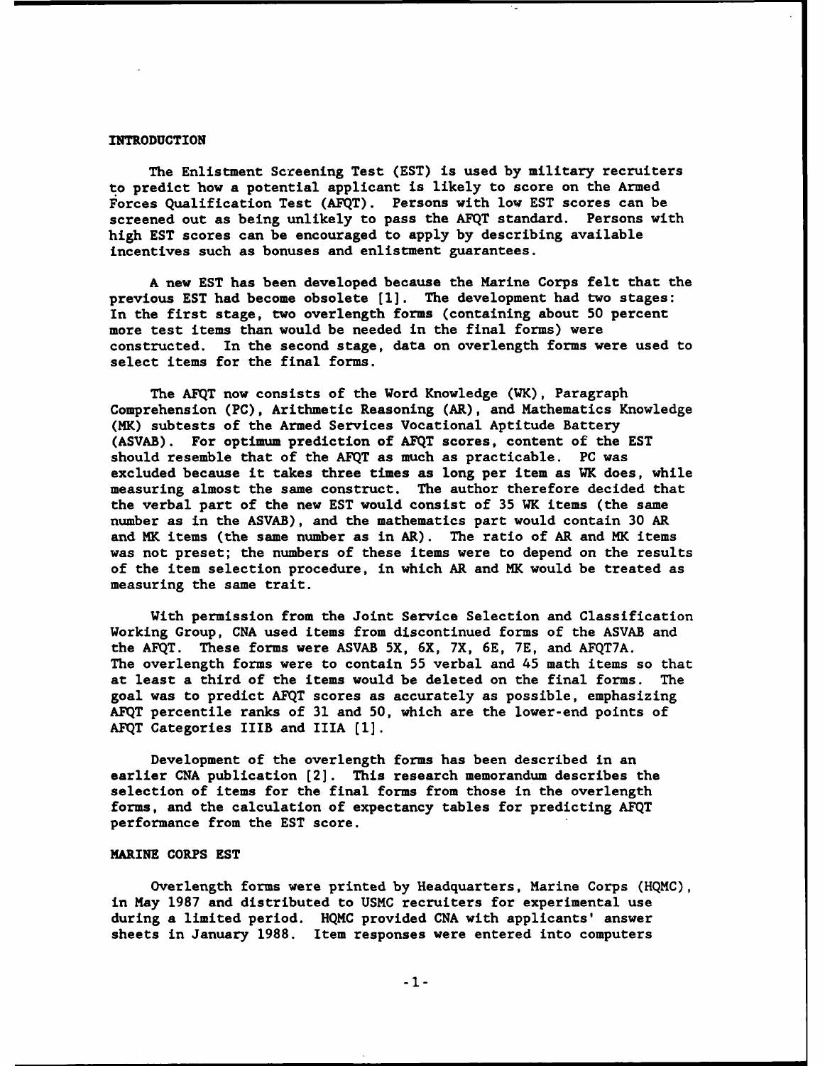## INTRODUCTION

The Enlistment Screening Test (EST) is used by military recruiters to predict how a potential applicant is likely to score on the Armed Forces Qualification Test (AFQT). Persons with low EST scores can be screened out as being unlikely to pass the AFQT standard. Persons with high EST scores can be encouraged to apply by describing available incentives such as bonuses and enlistment guarantees.

A new EST has been developed because the Marine Corps felt that the previous EST had become obsolete [1]. The development had two stages: In the first stage, two overlength forms (containing about 50 percent more test items than would be needed in the final forms) were constructed. In the second stage, data on overlength forms were used to select items for the final forms.

The AFQT now consists of the Word Knowledge (WK), Paragraph Comprehension (PC), Arithmetic Reasoning (AR), and Mathematics Knowledge (MK) subtests of the Armed Services Vocational Aptitude Battery (ASVAB). For optimum prediction of AFQT scores, content of the EST should resemble that of the AFQT as much as practicable. PC was excluded because it takes three times as long per item as WK does, while measuring almost the same construct. The author therefore decided that the verbal part of the new EST would consist of 35 WK items (the same number as in the ASVAB), and the mathematics part would contain 30 AR and MK items (the same number as in AR). The ratio of AR and MK items was not preset; the numbers of these items were to depend on the results of the item selection procedure, in which AR and MK would be treated as measuring the same trait.

With permission from the Joint Service Selection and Classification Working Group, CNA used items from discontinued forms of the ASVAB and the AFQT. These forms were ASVAB 5X, 6X, 7X, 6E, 7E, and AFQT7A. The overlength forms were to contain 55 verbal and 45 math items so that at least a third of the items would be deleted on the final forms. The goal was to predict AFQT scores as accurately as possible, emphasizing AFQT percentile ranks of 31 and 50, which are the lower-end points of AFQT Categories IIIB and IIIA [1].

Development of the overlength forms has been described in an earlier CNA publication [2]. This research memorandum describes the selection of items for the final forms from those in the overlength forms, and the calculation of expectancy tables for predicting AFQT performance from the EST score.

## MARINE CORPS EST

Overlength forms were printed by Headquarters, Marine Corps (HQMC), in May 1987 and distributed to USMC recruiters for experimental use during a limited period. HQMC provided CNA with applicants' answer sheets in January 1988. Item responses were entered into computers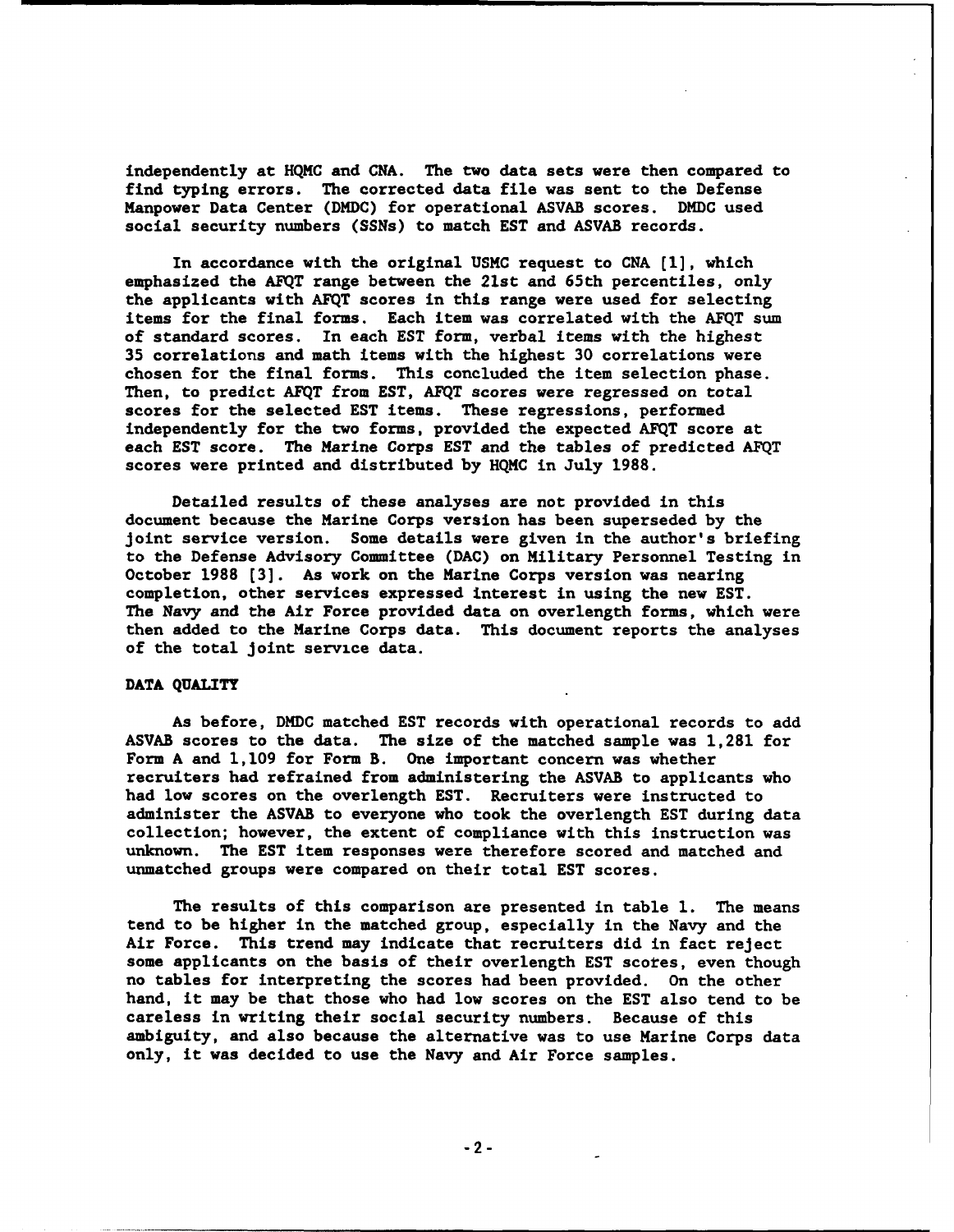independently at HQMC and CNA. The two data sets were then compared to find typing errors. The corrected data file was sent to the Defense Manpower Data Center (DMDC) for operational ASVAB scores. DMDC used social security numbers (SSNs) to match EST and ASVAB records.

In accordance with the original USMC request to CNA [1], which emphasized the AFQT range between the 21st and 65th percentiles, only the applicants with AFQT scores in this range were used for selecting items for the final forms. Each item was correlated with the AFQT sum of standard scores. In each EST form, verbal items with the highest 35 correlations and math items with the highest 30 correlations were chosen for the final forms. This concluded the item selection phase. Then, to predict AFQT from EST, AFQT scores were regressed on total scores for the selected EST items. These regressions, performed independently for the two forms, provided the expected AFQT score at each EST score. The Marine Corps EST and the tables of predicted AFQT scores were printed and distributed by HQMC in July 1988.

Detailed results of these analyses are not provided in this document because the Marine Corps version has been superseded by the joint service version. Some details were given in the author's briefing to the Defense Advisory Committee (DAC) on Military Personnel Testing in October 1988 [3]. As work on the Marine Corps version was nearing completion, other services expressed interest in using the new EST. The Navy and the Air Force provided data on overlength forms, which were then added to the Marine Corps data. This document reports the analyses of the total joint service data.

## DATA QUALITY

As before, DMDC matched EST records with operational records to add ASVAB scores to the data. The size of the matched sample was 1,281 for Form A and 1,109 for Form B. One important concern was whether recruiters had refrained from administering the ASVAB to applicants who had low scores on the overlength EST. Recruiters were instructed to administer the ASVAB to everyone who took the overlength EST during data collection; however, the extent of compliance with this instruction was unknown. The EST item responses were therefore scored and matched and unmatched groups were compared on their total EST scores.

The results of this comparison are presented in table 1. The means tend to be higher in the matched group, especially in the Navy and the Air Force. This trend may indicate that recruiters did in fact reject some applicants on the basis of their overlength EST scores, even though no tables for interpreting the scores had been provided. On the other hand, it may be that those who had low scores on the EST also tend to be careless in writing their social security numbers. Because of this ambiguity, and also because the alternative was to use Marine Corps data only, it was decided to use the Navy and Air Force samples.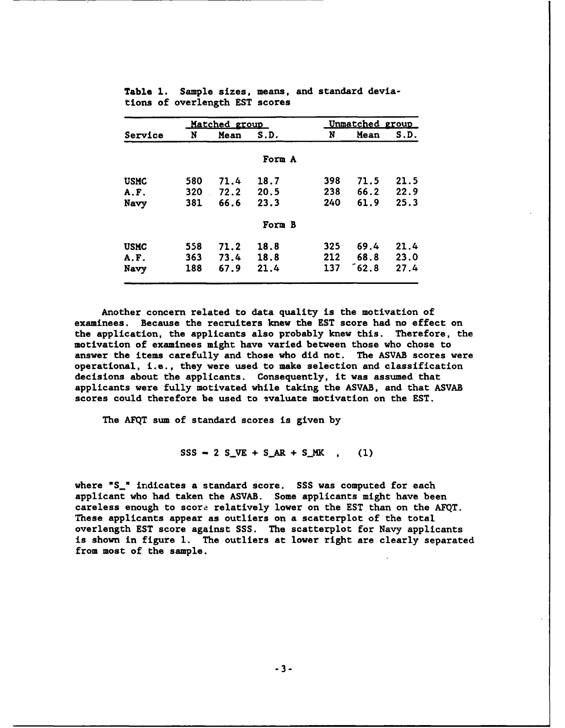**Table 1.** Sample sizes, means, and standard deviations of overlength EST scores

| Service | Matched group N | Matched group Mean | Matched group S.D. | Unmatched group N | Unmatched group Mean | Unmatched group S.D. |
|---|---|---|---|---|---|---|
| | | | Form A | | | |
| USMC | 580 | 71.4 | 18.7 | 398 | 71.5 | 21.5 |
| A.F. | 320 | 72.2 | 20.5 | 238 | 66.2 | 22.9 |
| Navy | 381 | 66.6 | 23.3 | 240 | 61.9 | 25.3 |
| | | | Form B | | | |
| USMC | 558 | 71.2 | 18.8 | 325 | 69.4 | 21.4 |
| A.F. | 363 | 73.4 | 18.8 | 212 | 68.8 | 23.0 |
| Navy | 188 | 67.9 | 21.4 | 137 | 62.8 | 27.4 |

Another concern related to data quality is the motivation of examinees. Because the recruiters knew the EST score had no effect on the application, the applicants also probably knew this. Therefore, the motivation of examinees might have varied between those who chose to answer the items carefully and those who did not. The ASVAB scores were operational, i.e., they were used to make selection and classification decisions about the applicants. Consequently, it was assumed that applicants were fully motivated while taking the ASVAB, and that ASVAB scores could therefore be used to evaluate motivation on the EST.

The AFQT sum of standard scores is given by

$$SSS = 2\ S\_VE + S\_AR + S\_MK \quad , \quad (1)$$

where "S_" indicates a standard score. SSS was computed for each applicant who had taken the ASVAB. Some applicants might have been careless enough to score relatively lower on the EST than on the AFQT. These applicants appear as outliers on a scatterplot of the total overlength EST score against SSS. The scatterplot for Navy applicants is shown in figure 1. The outliers at lower right are clearly separated from most of the sample.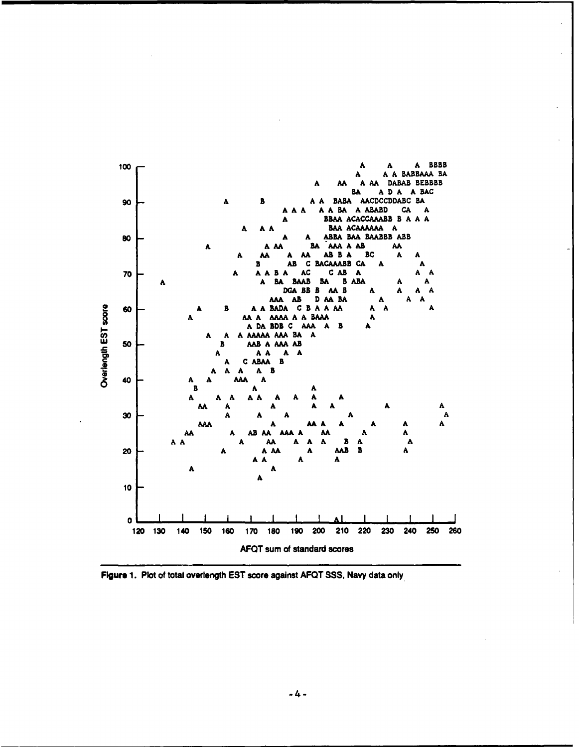Figure 1. Plot of total overlength EST score against AFQT SSS, Navy data only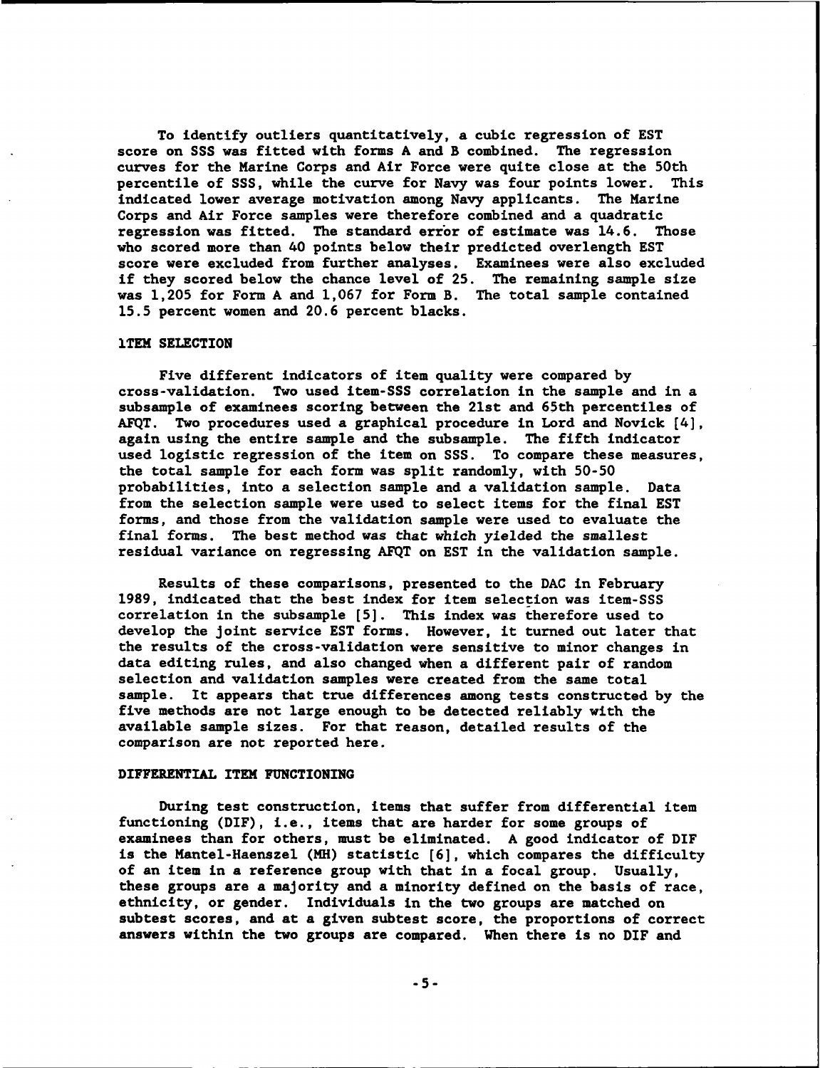To identify outliers quantitatively, a cubic regression of EST score on SSS was fitted with forms A and B combined. The regression curves for the Marine Corps and Air Force were quite close at the 50th percentile of SSS, while the curve for Navy was four points lower. This indicated lower average motivation among Navy applicants. The Marine Corps and Air Force samples were therefore combined and a quadratic regression was fitted. The standard error of estimate was 14.6. Those who scored more than 40 points below their predicted overlength EST score were excluded from further analyses. Examinees were also excluded if they scored below the chance level of 25. The remaining sample size was 1,205 for Form A and 1,067 for Form B. The total sample contained 15.5 percent women and 20.6 percent blacks.

## ITEM SELECTION

Five different indicators of item quality were compared by cross-validation. Two used item-SSS correlation in the sample and in a subsample of examinees scoring between the 21st and 65th percentiles of AFQT. Two procedures used a graphical procedure in Lord and Novick [4], again using the entire sample and the subsample. The fifth indicator used logistic regression of the item on SSS. To compare these measures, the total sample for each form was split randomly, with 50-50 probabilities, into a selection sample and a validation sample. Data from the selection sample were used to select items for the final EST forms, and those from the validation sample were used to evaluate the final forms. The best method was that which yielded the smallest residual variance on regressing AFQT on EST in the validation sample.

Results of these comparisons, presented to the DAC in February 1989, indicated that the best index for item selection was item-SSS correlation in the subsample [5]. This index was therefore used to develop the joint service EST forms. However, it turned out later that the results of the cross-validation were sensitive to minor changes in data editing rules, and also changed when a different pair of random selection and validation samples were created from the same total sample. It appears that true differences among tests constructed by the five methods are not large enough to be detected reliably with the available sample sizes. For that reason, detailed results of the comparison are not reported here.

## DIFFERENTIAL ITEM FUNCTIONING

During test construction, items that suffer from differential item functioning (DIF), i.e., items that are harder for some groups of examinees than for others, must be eliminated. A good indicator of DIF is the Mantel-Haenszel (MH) statistic [6], which compares the difficulty of an item in a reference group with that in a focal group. Usually, these groups are a majority and a minority defined on the basis of race, ethnicity, or gender. Individuals in the two groups are matched on subtest scores, and at a given subtest score, the proportions of correct answers within the two groups are compared. When there is no DIF and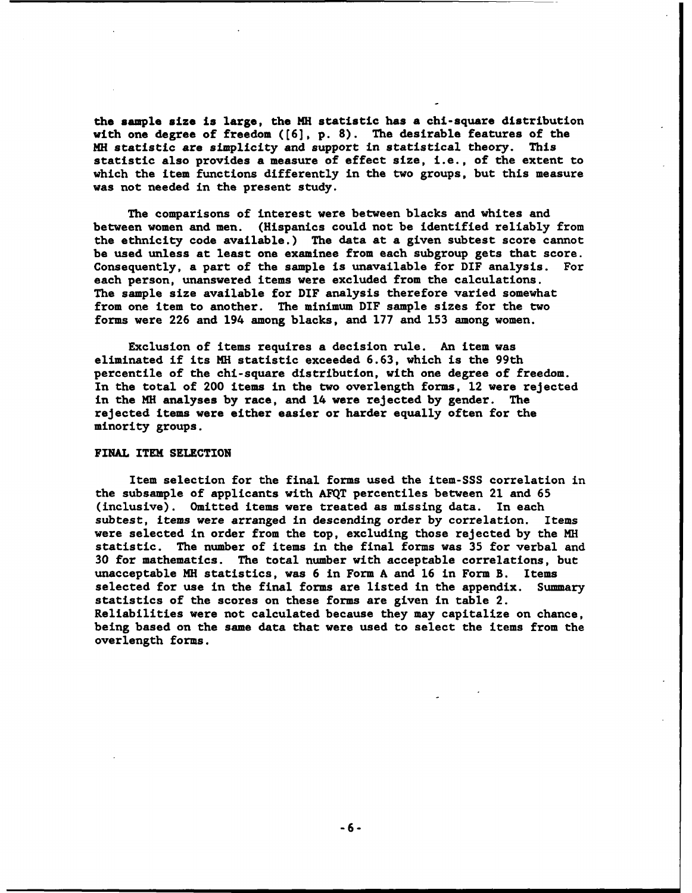the sample size is large, the MH statistic has a chi-square distribution with one degree of freedom ([6], p. 8). The desirable features of the MH statistic are simplicity and support in statistical theory. This statistic also provides a measure of effect size, i.e., of the extent to which the item functions differently in the two groups, but this measure was not needed in the present study.

The comparisons of interest were between blacks and whites and between women and men. (Hispanics could not be identified reliably from the ethnicity code available.) The data at a given subtest score cannot be used unless at least one examinee from each subgroup gets that score. Consequently, a part of the sample is unavailable for DIF analysis. For each person, unanswered items were excluded from the calculations. The sample size available for DIF analysis therefore varied somewhat from one item to another. The minimum DIF sample sizes for the two forms were 226 and 194 among blacks, and 177 and 153 among women.

Exclusion of items requires a decision rule. An item was eliminated if its MH statistic exceeded 6.63, which is the 99th percentile of the chi-square distribution, with one degree of freedom. In the total of 200 items in the two overlength forms, 12 were rejected in the MH analyses by race, and 14 were rejected by gender. The rejected items were either easier or harder equally often for the minority groups.

## FINAL ITEM SELECTION

Item selection for the final forms used the item-SSS correlation in the subsample of applicants with AFQT percentiles between 21 and 65 (inclusive). Omitted items were treated as missing data. In each subtest, items were arranged in descending order by correlation. Items were selected in order from the top, excluding those rejected by the MH statistic. The number of items in the final forms was 35 for verbal and 30 for mathematics. The total number with acceptable correlations, but unacceptable MH statistics, was 6 in Form A and 16 in Form B. Items selected for use in the final forms are listed in the appendix. Summary statistics of the scores on these forms are given in table 2. Reliabilities were not calculated because they may capitalize on chance, being based on the same data that were used to select the items from the overlength forms.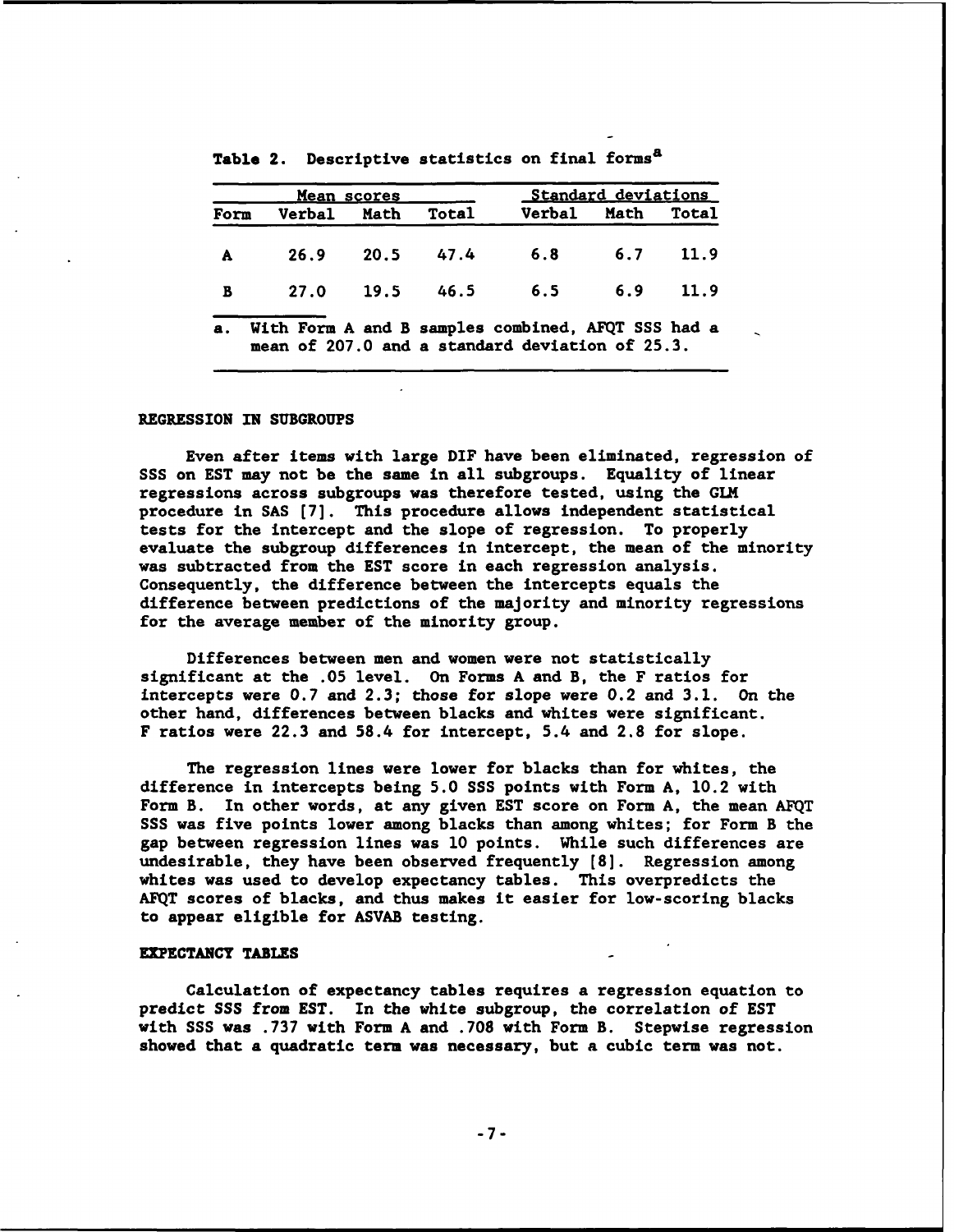Table 2. Descriptive statistics on final forms[a]

| Form | Mean scores | | | Standard deviations | | |
|---|---|---|---|---|---|---|
| | Verbal | Math | Total | Verbal | Math | Total |
| A | 26.9 | 20.5 | 47.4 | 6.8 | 6.7 | 11.9 |
| B | 27.0 | 19.5 | 46.5 | 6.5 | 6.9 | 11.9 |

a. With Form A and B samples combined, AFQT SSS had a mean of 207.0 and a standard deviation of 25.3.

## REGRESSION IN SUBGROUPS

Even after items with large DIF have been eliminated, regression of SSS on EST may not be the same in all subgroups. Equality of linear regressions across subgroups was therefore tested, using the GLM procedure in SAS [7]. This procedure allows independent statistical tests for the intercept and the slope of regression. To properly evaluate the subgroup differences in intercept, the mean of the minority was subtracted from the EST score in each regression analysis. Consequently, the difference between the intercepts equals the difference between predictions of the majority and minority regressions for the average member of the minority group.

Differences between men and women were not statistically significant at the .05 level. On Forms A and B, the F ratios for intercepts were 0.7 and 2.3; those for slope were 0.2 and 3.1. On the other hand, differences between blacks and whites were significant. F ratios were 22.3 and 58.4 for intercept, 5.4 and 2.8 for slope.

The regression lines were lower for blacks than for whites, the difference in intercepts being 5.0 SSS points with Form A, 10.2 with Form B. In other words, at any given EST score on Form A, the mean AFQT SSS was five points lower among blacks than among whites; for Form B the gap between regression lines was 10 points. While such differences are undesirable, they have been observed frequently [8]. Regression among whites was used to develop expectancy tables. This overpredicts the AFQT scores of blacks, and thus makes it easier for low-scoring blacks to appear eligible for ASVAB testing.

## EXPECTANCY TABLES

Calculation of expectancy tables requires a regression equation to predict SSS from EST. In the white subgroup, the correlation of EST with SSS was .737 with Form A and .708 with Form B. Stepwise regression showed that a quadratic term was necessary, but a cubic term was not.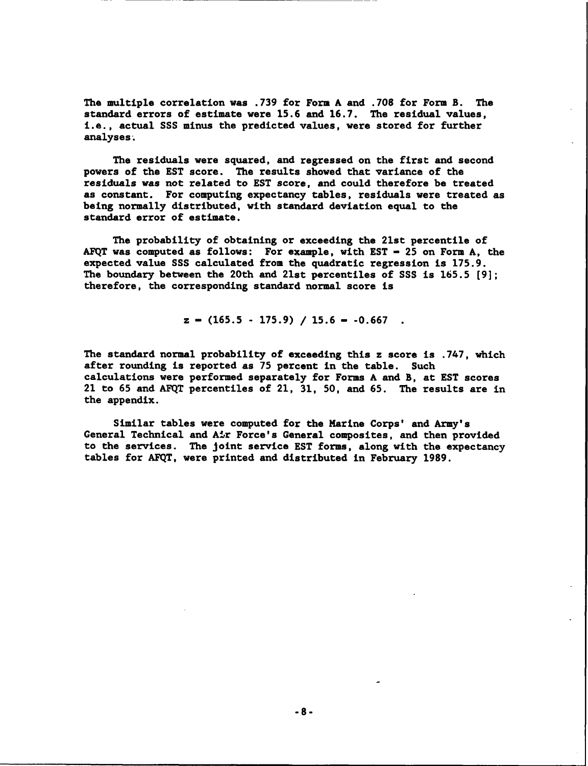The multiple correlation was .739 for Form A and .708 for Form B. The standard errors of estimate were 15.6 and 16.7. The residual values, i.e., actual SSS minus the predicted values, were stored for further analyses.

The residuals were squared, and regressed on the first and second powers of the EST score. The results showed that variance of the residuals was not related to EST score, and could therefore be treated as constant. For computing expectancy tables, residuals were treated as being normally distributed, with standard deviation equal to the standard error of estimate.

The probability of obtaining or exceeding the 21st percentile of AFQT was computed as follows: For example, with EST = 25 on Form A, the expected value SSS calculated from the quadratic regression is 175.9. The boundary between the 20th and 21st percentiles of SSS is 165.5 [9]; therefore, the corresponding standard normal score is

$$z = (165.5 - 175.9) / 15.6 = -0.667 \quad .$$

The standard normal probability of exceeding this z score is .747, which after rounding is reported as 75 percent in the table. Such calculations were performed separately for Forms A and B, at EST scores 21 to 65 and AFQT percentiles of 21, 31, 50, and 65. The results are in the appendix.

Similar tables were computed for the Marine Corps' and Army's General Technical and Air Force's General composites, and then provided to the services. The joint service EST forms, along with the expectancy tables for AFQT, were printed and distributed in February 1989.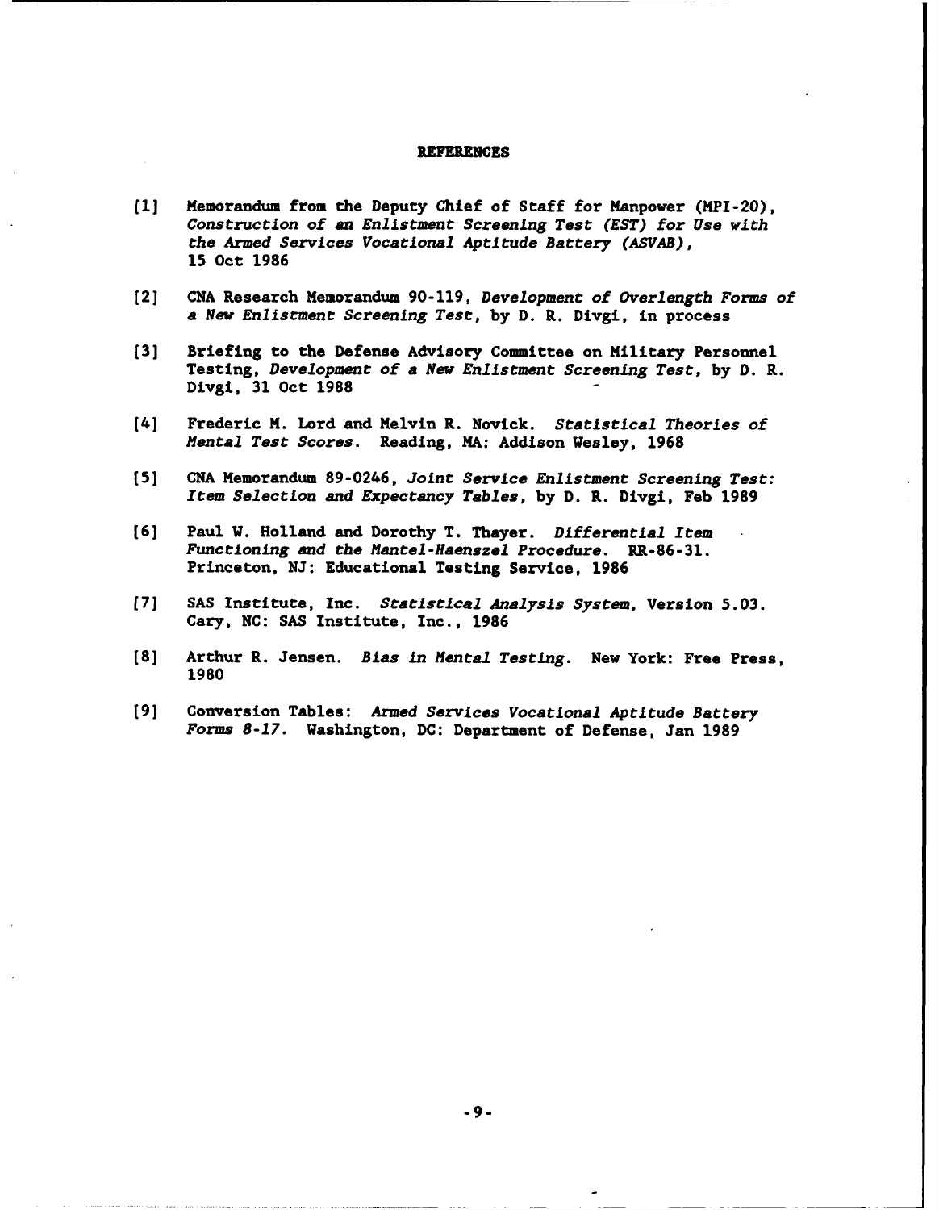# REFERENCES

[1] Memorandum from the Deputy Chief of Staff for Manpower (MPI-20), *Construction of an Enlistment Screening Test (EST) for Use with the Armed Services Vocational Aptitude Battery (ASVAB)*, 15 Oct 1986

[2] CNA Research Memorandum 90-119, *Development of Overlength Forms of a New Enlistment Screening Test*, by D. R. Divgi, in process

[3] Briefing to the Defense Advisory Committee on Military Personnel Testing, *Development of a New Enlistment Screening Test*, by D. R. Divgi, 31 Oct 1988

[4] Frederic M. Lord and Melvin R. Novick. *Statistical Theories of Mental Test Scores*. Reading, MA: Addison Wesley, 1968

[5] CNA Memorandum 89-0246, *Joint Service Enlistment Screening Test: Item Selection and Expectancy Tables*, by D. R. Divgi, Feb 1989

[6] Paul W. Holland and Dorothy T. Thayer. *Differential Item Functioning and the Mantel-Haenszel Procedure*. RR-86-31. Princeton, NJ: Educational Testing Service, 1986

[7] SAS Institute, Inc. *Statistical Analysis System*, Version 5.03. Cary, NC: SAS Institute, Inc., 1986

[8] Arthur R. Jensen. *Bias in Mental Testing*. New York: Free Press, 1980

[9] Conversion Tables: *Armed Services Vocational Aptitude Battery Forms 8-17*. Washington, DC: Department of Defense, Jan 1989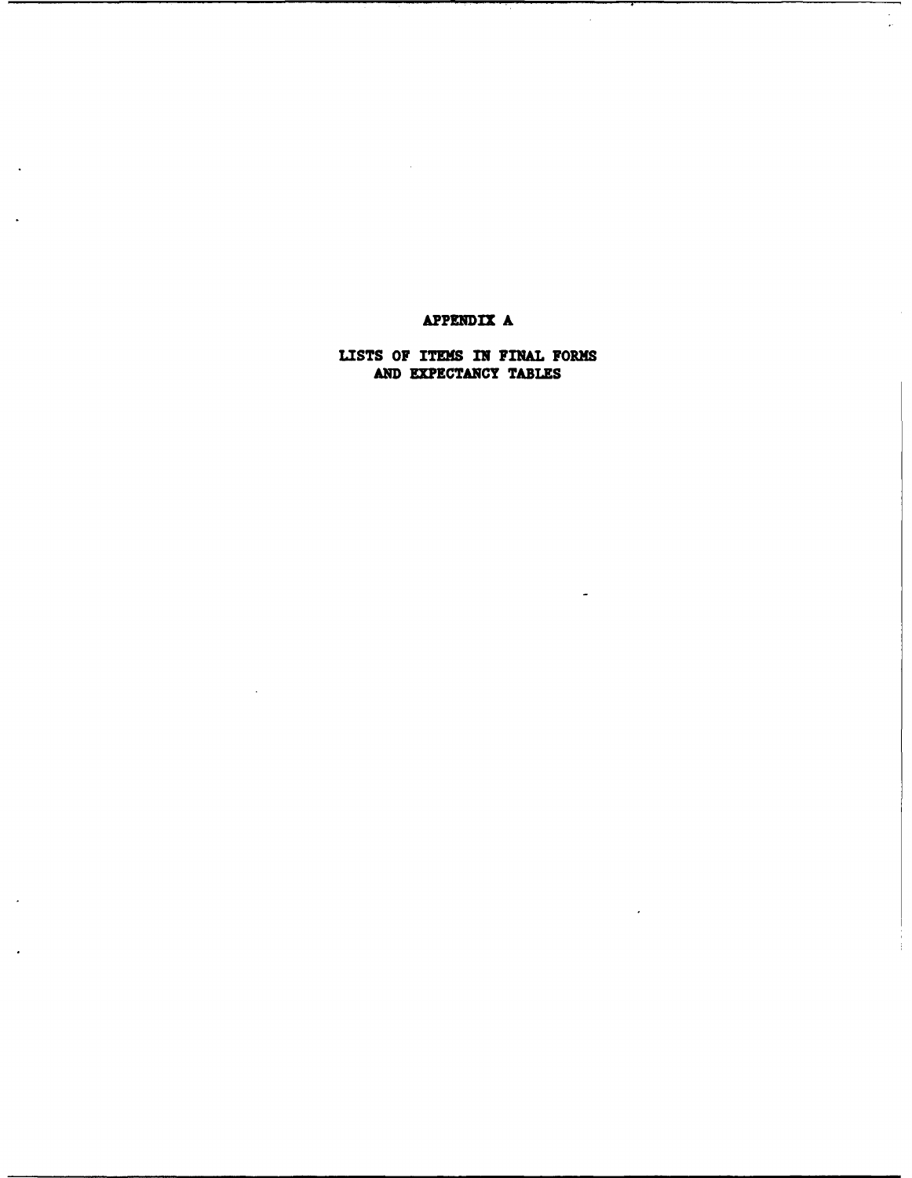# APPENDIX A

## LISTS OF ITEMS IN FINAL FORMS AND EXPECTANCY TABLES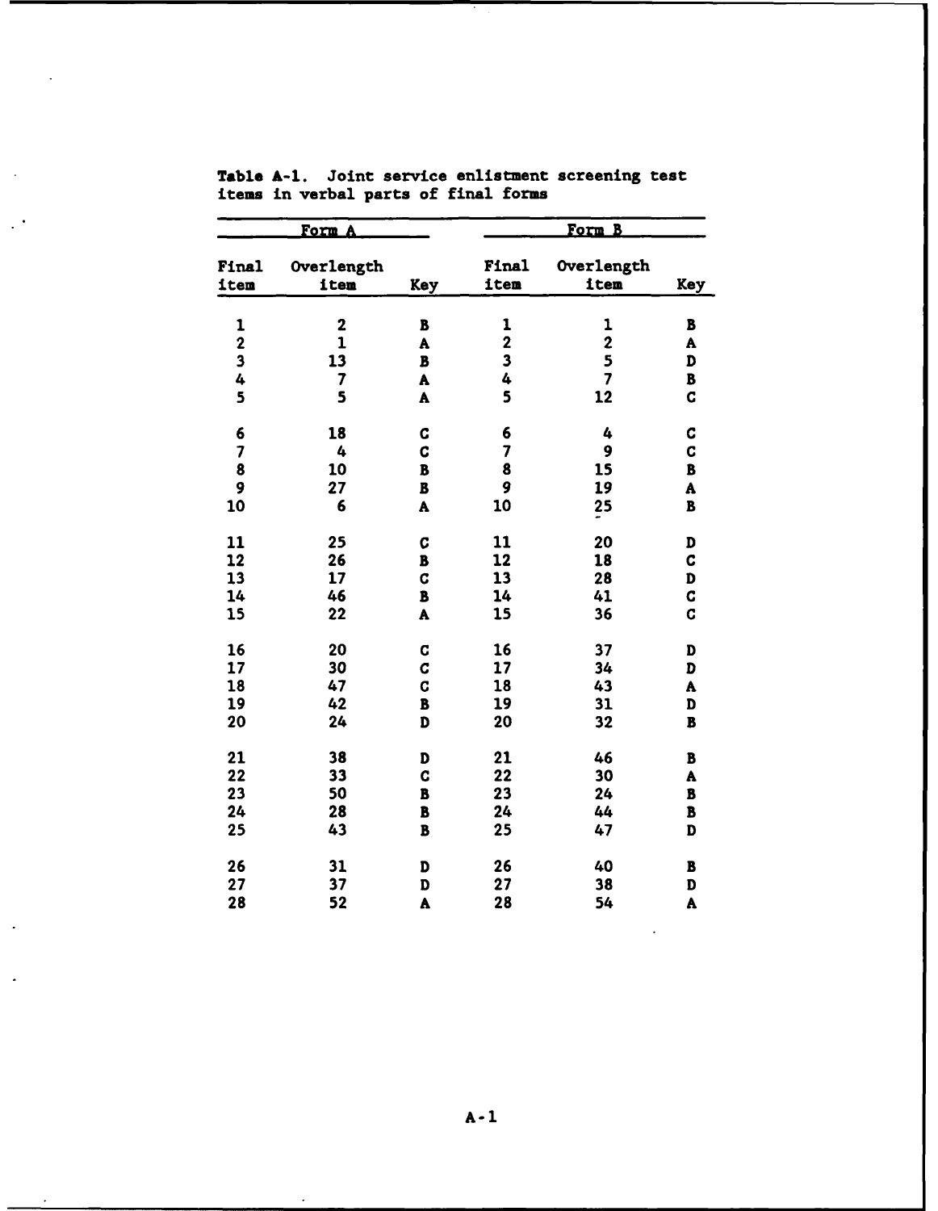Table A-1. Joint service enlistment screening test items in verbal parts of final forms

| Form A | | | Form B | | |
|---|---|---|---|---|---|
| Final item | Overlength item | Key | Final item | Overlength item | Key |
| 1 | 2 | B | 1 | 1 | B |
| 2 | 1 | A | 2 | 2 | A |
| 3 | 13 | B | 3 | 5 | D |
| 4 | 7 | A | 4 | 7 | B |
| 5 | 5 | A | 5 | 12 | C |
| 6 | 18 | C | 6 | 4 | C |
| 7 | 4 | C | 7 | 9 | C |
| 8 | 10 | B | 8 | 15 | B |
| 9 | 27 | B | 9 | 19 | A |
| 10 | 6 | A | 10 | 25 | B |
| 11 | 25 | C | 11 | 20 | D |
| 12 | 26 | B | 12 | 18 | C |
| 13 | 17 | C | 13 | 28 | D |
| 14 | 46 | B | 14 | 41 | C |
| 15 | 22 | A | 15 | 36 | C |
| 16 | 20 | C | 16 | 37 | D |
| 17 | 30 | C | 17 | 34 | D |
| 18 | 47 | C | 18 | 43 | A |
| 19 | 42 | B | 19 | 31 | D |
| 20 | 24 | D | 20 | 32 | B |
| 21 | 38 | D | 21 | 46 | B |
| 22 | 33 | C | 22 | 30 | A |
| 23 | 50 | B | 23 | 24 | B |
| 24 | 28 | B | 24 | 44 | B |
| 25 | 43 | B | 25 | 47 | D |
| 26 | 31 | D | 26 | 40 | B |
| 27 | 37 | D | 27 | 38 | D |
| 28 | 52 | A | 28 | 54 | A |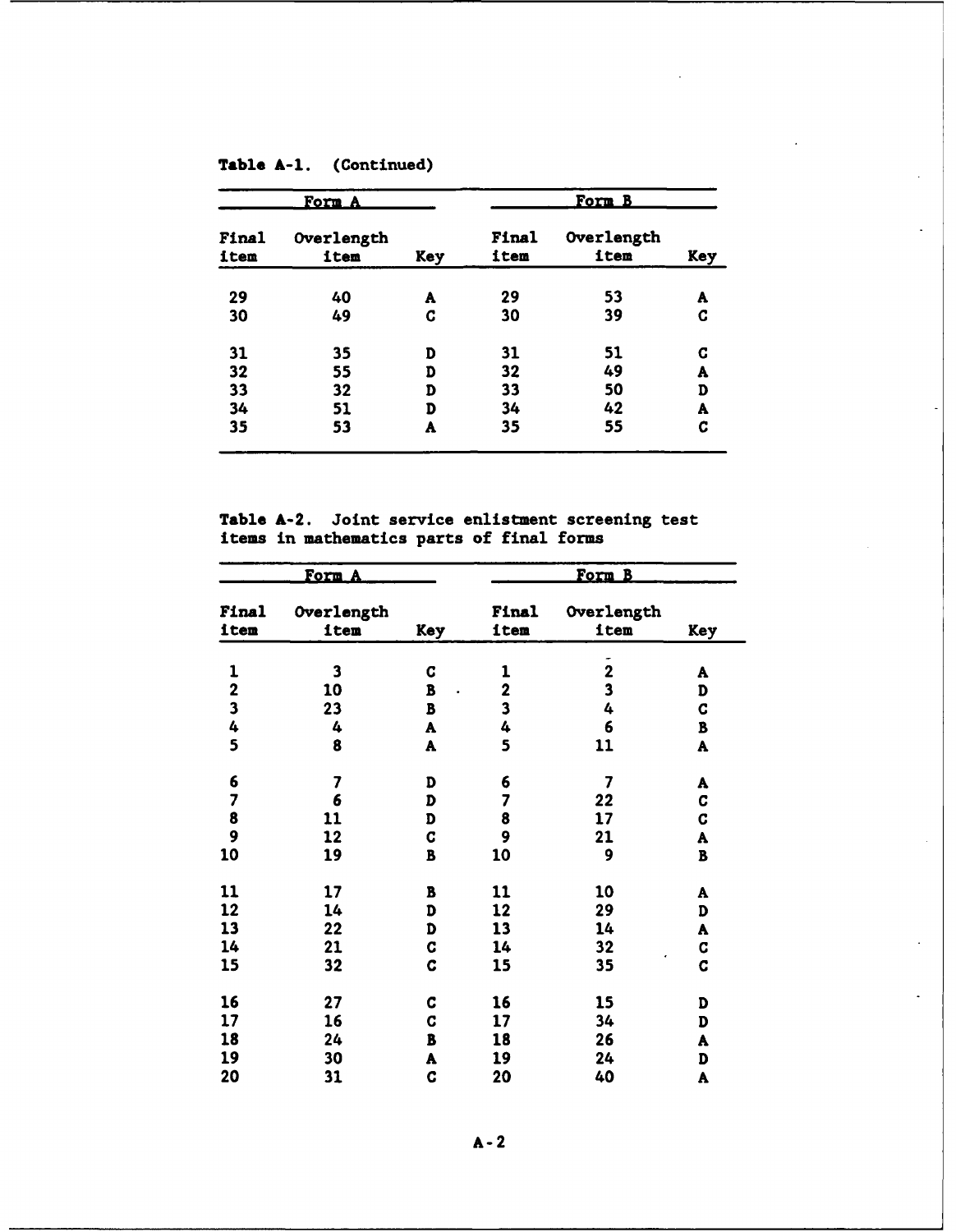Table A-1. (Continued)

| Form A | | | Form B | | |
|---|---|---|---|---|---|
| Final item | Overlength item | Key | Final item | Overlength item | Key |
| 29 | 40 | A | 29 | 53 | A |
| 30 | 49 | C | 30 | 39 | C |
| 31 | 35 | D | 31 | 51 | C |
| 32 | 55 | D | 32 | 49 | A |
| 33 | 32 | D | 33 | 50 | D |
| 34 | 51 | D | 34 | 42 | A |
| 35 | 53 | A | 35 | 55 | C |

Table A-2. Joint service enlistment screening test items in mathematics parts of final forms

| Form A | | | Form B | | |
|---|---|---|---|---|---|
| Final item | Overlength item | Key | Final item | Overlength item | Key |
| 1 | 3 | C | 1 | 2 | A |
| 2 | 10 | B | 2 | 3 | D |
| 3 | 23 | B | 3 | 4 | C |
| 4 | 4 | A | 4 | 6 | B |
| 5 | 8 | A | 5 | 11 | A |
| 6 | 7 | D | 6 | 7 | A |
| 7 | 6 | D | 7 | 22 | C |
| 8 | 11 | D | 8 | 17 | C |
| 9 | 12 | C | 9 | 21 | A |
| 10 | 19 | B | 10 | 9 | B |
| 11 | 17 | B | 11 | 10 | A |
| 12 | 14 | D | 12 | 29 | D |
| 13 | 22 | D | 13 | 14 | A |
| 14 | 21 | C | 14 | 32 | C |
| 15 | 32 | C | 15 | 35 | C |
| 16 | 27 | C | 16 | 15 | D |
| 17 | 16 | C | 17 | 34 | D |
| 18 | 24 | B | 18 | 26 | A |
| 19 | 30 | A | 19 | 24 | D |
| 20 | 31 | C | 20 | 40 | A |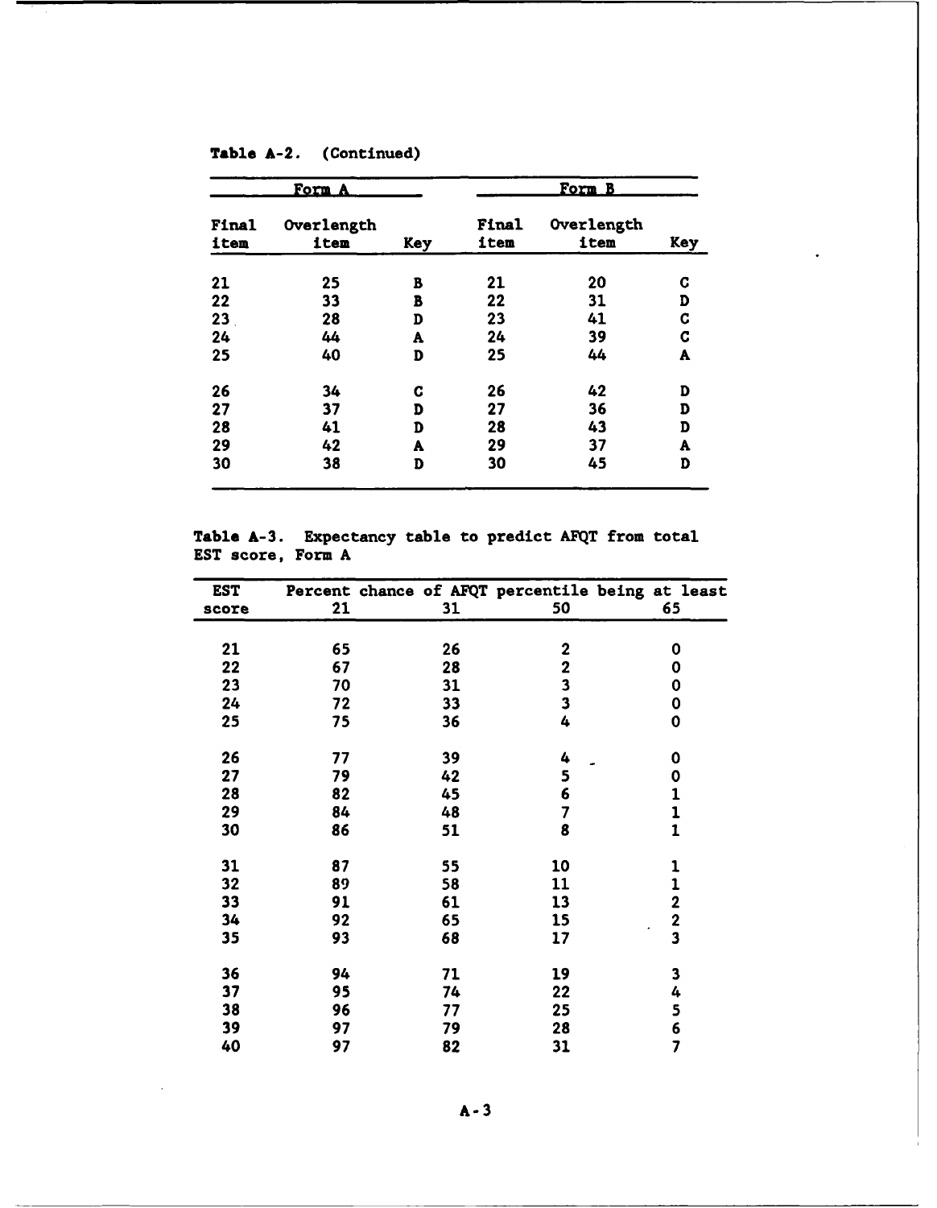**Table A-2.** (Continued)

| Form A | | | Form B | | |
|---|---|---|---|---|---|
| Final item | Overlength item | Key | Final item | Overlength item | Key |
| 21 | 25 | B | 21 | 20 | C |
| 22 | 33 | B | 22 | 31 | D |
| 23 | 28 | D | 23 | 41 | C |
| 24 | 44 | A | 24 | 39 | C |
| 25 | 40 | D | 25 | 44 | A |
| 26 | 34 | C | 26 | 42 | D |
| 27 | 37 | D | 27 | 36 | D |
| 28 | 41 | D | 28 | 43 | D |
| 29 | 42 | A | 29 | 37 | A |
| 30 | 38 | D | 30 | 45 | D |

**Table A-3.** Expectancy table to predict AFQT from total EST score, Form A

| EST score | Percent chance of AFQT percentile being at least 21 | 31 | 50 | 65 |
|---|---|---|---|---|
| 21 | 65 | 26 | 2 | 0 |
| 22 | 67 | 28 | 2 | 0 |
| 23 | 70 | 31 | 3 | 0 |
| 24 | 72 | 33 | 3 | 0 |
| 25 | 75 | 36 | 4 | 0 |
| 26 | 77 | 39 | 4 | 0 |
| 27 | 79 | 42 | 5 | 0 |
| 28 | 82 | 45 | 6 | 1 |
| 29 | 84 | 48 | 7 | 1 |
| 30 | 86 | 51 | 8 | 1 |
| 31 | 87 | 55 | 10 | 1 |
| 32 | 89 | 58 | 11 | 1 |
| 33 | 91 | 61 | 13 | 2 |
| 34 | 92 | 65 | 15 | 2 |
| 35 | 93 | 68 | 17 | 3 |
| 36 | 94 | 71 | 19 | 3 |
| 37 | 95 | 74 | 22 | 4 |
| 38 | 96 | 77 | 25 | 5 |
| 39 | 97 | 79 | 28 | 6 |
| 40 | 97 | 82 | 31 | 7 |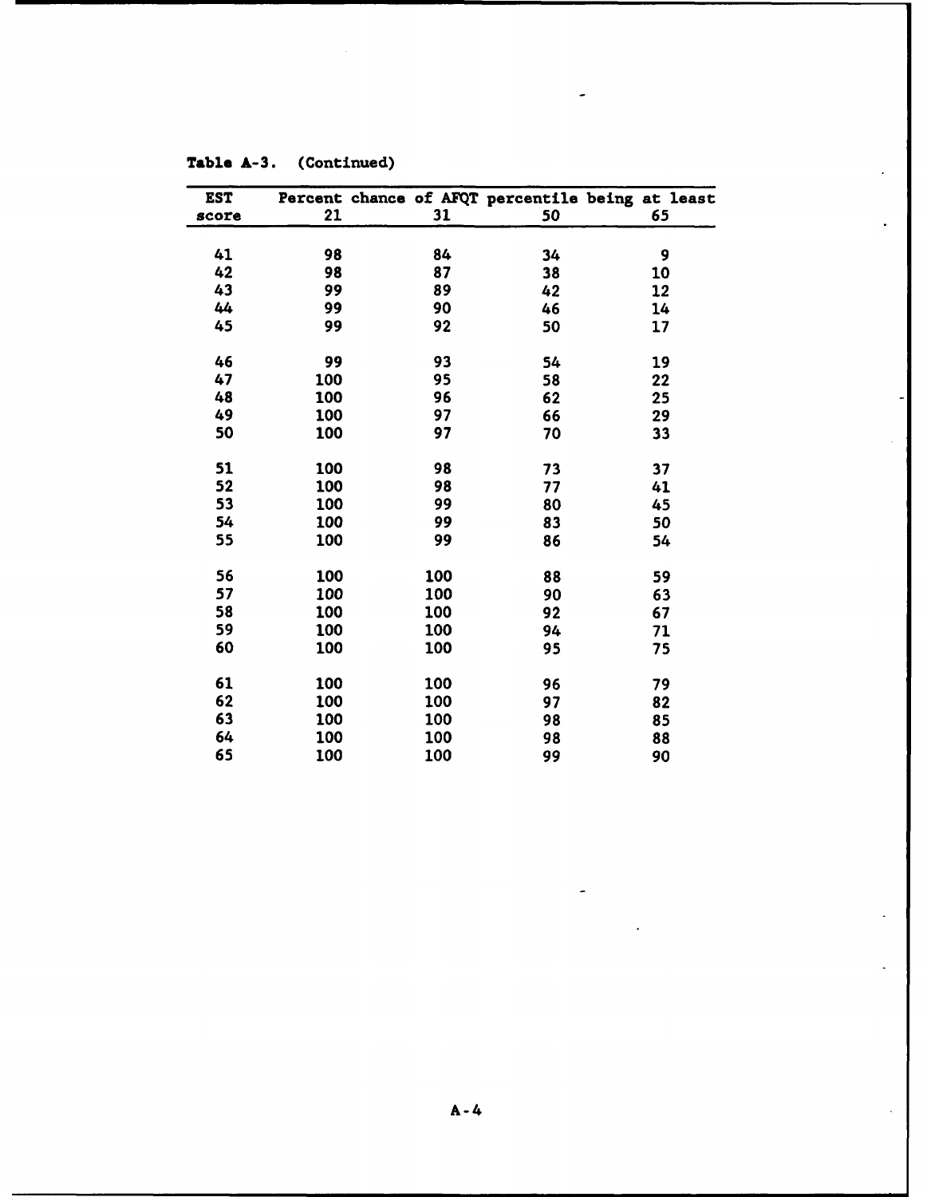**Table A-3. (Continued)**

| EST score | Percent chance of AFQT percentile being at least 21 | 31 | 50 | 65 |
|---|---|---|---|---|
| 41 | 98 | 84 | 34 | 9 |
| 42 | 98 | 87 | 38 | 10 |
| 43 | 99 | 89 | 42 | 12 |
| 44 | 99 | 90 | 46 | 14 |
| 45 | 99 | 92 | 50 | 17 |
| 46 | 99 | 93 | 54 | 19 |
| 47 | 100 | 95 | 58 | 22 |
| 48 | 100 | 96 | 62 | 25 |
| 49 | 100 | 97 | 66 | 29 |
| 50 | 100 | 97 | 70 | 33 |
| 51 | 100 | 98 | 73 | 37 |
| 52 | 100 | 98 | 77 | 41 |
| 53 | 100 | 99 | 80 | 45 |
| 54 | 100 | 99 | 83 | 50 |
| 55 | 100 | 99 | 86 | 54 |
| 56 | 100 | 100 | 88 | 59 |
| 57 | 100 | 100 | 90 | 63 |
| 58 | 100 | 100 | 92 | 67 |
| 59 | 100 | 100 | 94 | 71 |
| 60 | 100 | 100 | 95 | 75 |
| 61 | 100 | 100 | 96 | 79 |
| 62 | 100 | 100 | 97 | 82 |
| 63 | 100 | 100 | 98 | 85 |
| 64 | 100 | 100 | 98 | 88 |
| 65 | 100 | 100 | 99 | 90 |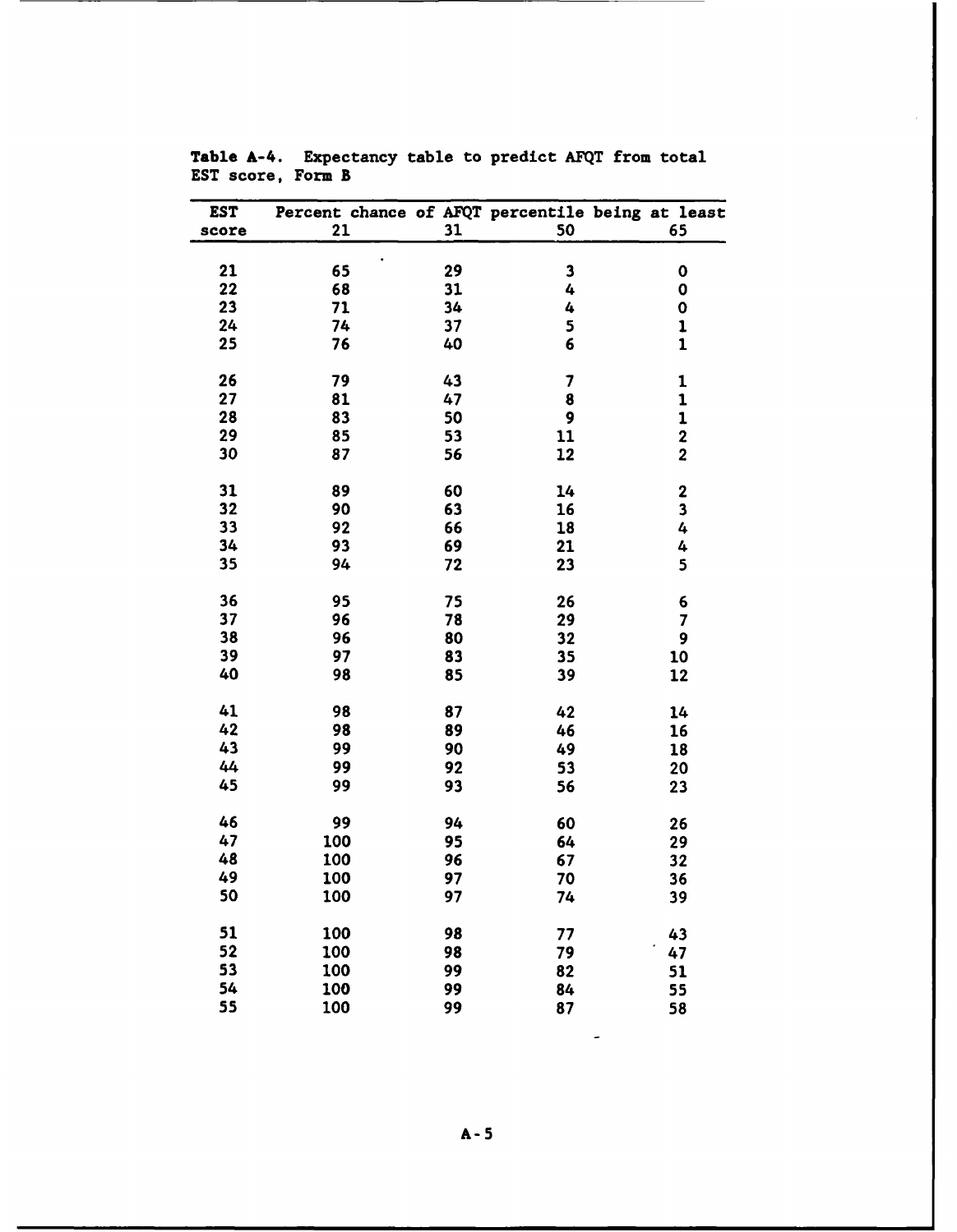**Table A-4.** Expectancy table to predict AFQT from total EST score, Form B

| EST score | Percent chance of AFQT percentile being at least 21 | 31 | 50 | 65 |
|---|---|---|---|---|
| 21 | 65 | 29 | 3 | 0 |
| 22 | 68 | 31 | 4 | 0 |
| 23 | 71 | 34 | 4 | 0 |
| 24 | 74 | 37 | 5 | 1 |
| 25 | 76 | 40 | 6 | 1 |
| 26 | 79 | 43 | 7 | 1 |
| 27 | 81 | 47 | 8 | 1 |
| 28 | 83 | 50 | 9 | 1 |
| 29 | 85 | 53 | 11 | 2 |
| 30 | 87 | 56 | 12 | 2 |
| 31 | 89 | 60 | 14 | 2 |
| 32 | 90 | 63 | 16 | 3 |
| 33 | 92 | 66 | 18 | 4 |
| 34 | 93 | 69 | 21 | 4 |
| 35 | 94 | 72 | 23 | 5 |
| 36 | 95 | 75 | 26 | 6 |
| 37 | 96 | 78 | 29 | 7 |
| 38 | 96 | 80 | 32 | 9 |
| 39 | 97 | 83 | 35 | 10 |
| 40 | 98 | 85 | 39 | 12 |
| 41 | 98 | 87 | 42 | 14 |
| 42 | 98 | 89 | 46 | 16 |
| 43 | 99 | 90 | 49 | 18 |
| 44 | 99 | 92 | 53 | 20 |
| 45 | 99 | 93 | 56 | 23 |
| 46 | 99 | 94 | 60 | 26 |
| 47 | 100 | 95 | 64 | 29 |
| 48 | 100 | 96 | 67 | 32 |
| 49 | 100 | 97 | 70 | 36 |
| 50 | 100 | 97 | 74 | 39 |
| 51 | 100 | 98 | 77 | 43 |
| 52 | 100 | 98 | 79 | 47 |
| 53 | 100 | 99 | 82 | 51 |
| 54 | 100 | 99 | 84 | 55 |
| 55 | 100 | 99 | 87 | 58 |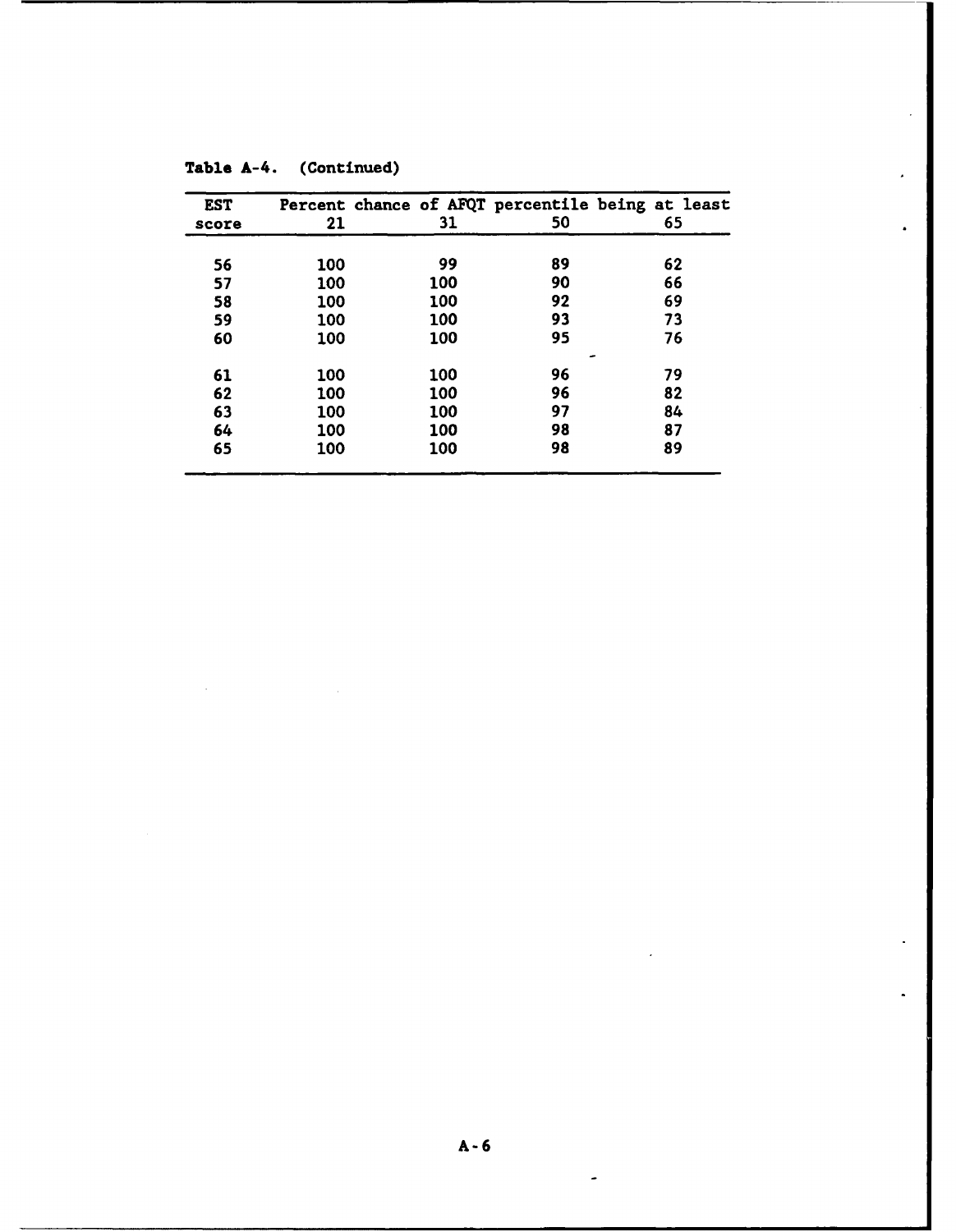**Table A-4. (Continued)**

| EST | Percent chance of AFQT percentile being at least | | | |
|---|---|---|---|---|
| score | 21 | 31 | 50 | 65 |
| 56 | 100 | 99 | 89 | 62 |
| 57 | 100 | 100 | 90 | 66 |
| 58 | 100 | 100 | 92 | 69 |
| 59 | 100 | 100 | 93 | 73 |
| 60 | 100 | 100 | 95 | 76 |
| 61 | 100 | 100 | 96 | 79 |
| 62 | 100 | 100 | 96 | 82 |
| 63 | 100 | 100 | 97 | 84 |
| 64 | 100 | 100 | 98 | 87 |
| 65 | 100 | 100 | 98 | 89 |